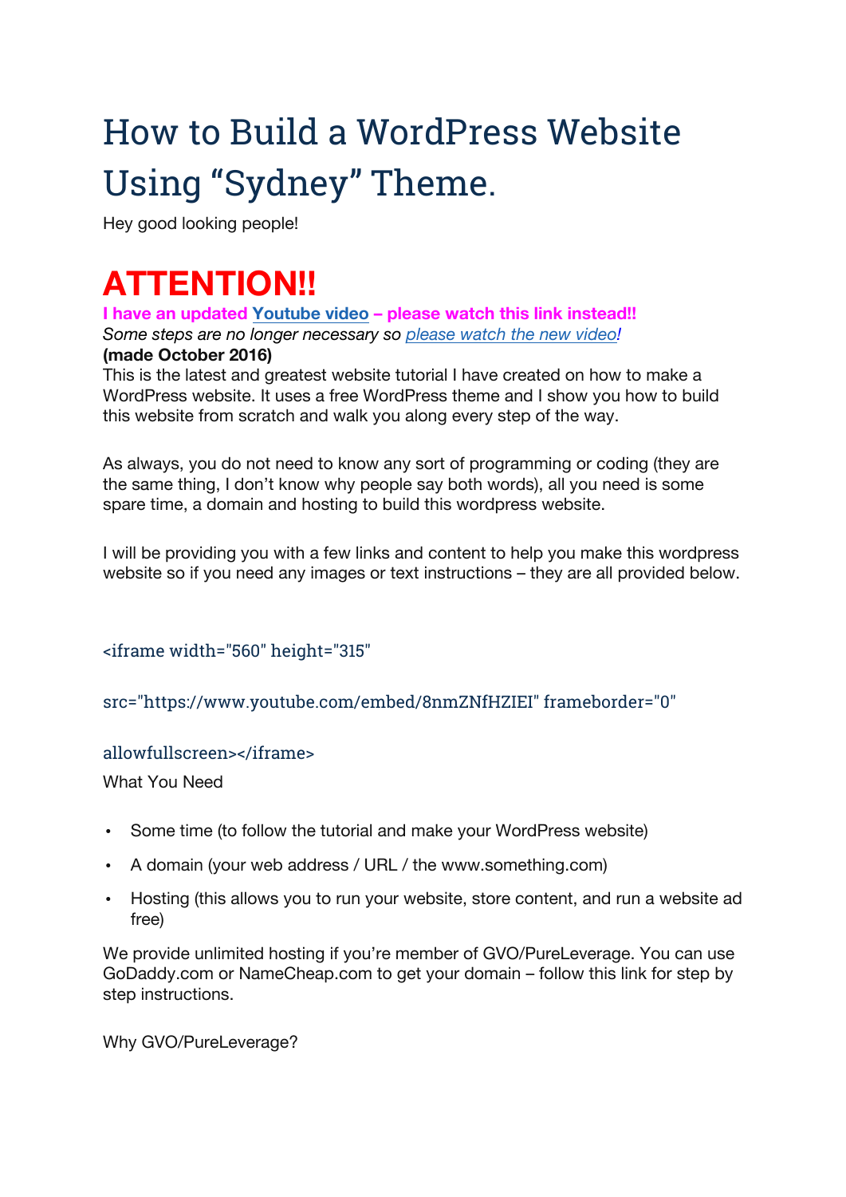# How to Build a WordPress Website Using "Sydney" Theme.

Hey good looking people!

# ATTENTION!!

**I have an updated Youtube video – please watch this link instead!!**

*Some steps are no longer necessary so please watch the new video!*

**(made October 2016)**

This is the latest and greatest website tutorial I have created on how to make a WordPress website. It uses a free WordPress theme and I show you how to build this website from scratch and walk you along every step of the way.

As always, you do not need to know any sort of programming or coding (they are the same thing, I don't know why people say both words), all you need is some spare time, a domain and hosting to build this wordpress website.

I will be providing you with a few links and content to help you make this wordpress website so if you need any images or text instructions – they are all provided below.

```
<iframe width="560" height="315"

src="https://www.youtube.com/embed/8nmZNfHZIEI" frameborder="0"

allowfullscreen></iframe>
```

What You Need

- Some time (to follow the tutorial and make your WordPress website)
- A domain (your web address / URL / the www.something.com)
- Hosting (this allows you to run your website, store content, and run a website ad free)

We provide unlimited hosting if you're member of GVO/PureLeverage. You can use GoDaddy.com or NameCheap.com to get your domain – follow this link for step by step instructions.

Why GVO/PureLeverage?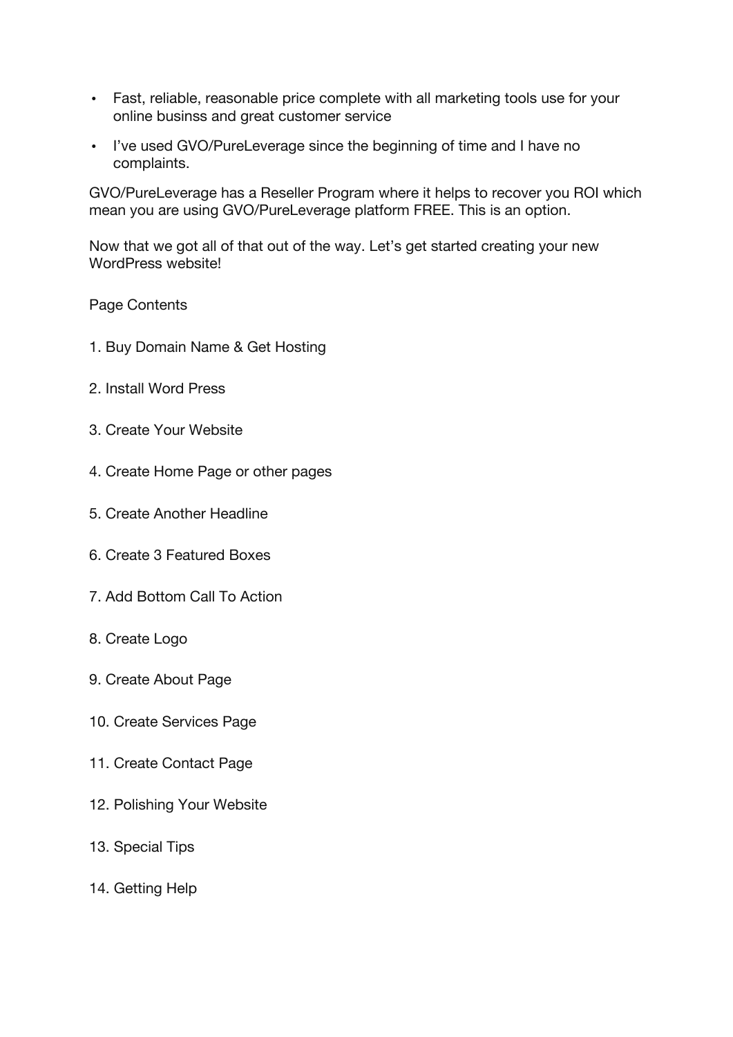- Fast, reliable, reasonable price complete with all marketing tools use for your online businss and great customer service
- I've used GVO/PureLeverage since the beginning of time and I have no complaints.

GVO/PureLeverage has a Reseller Program where it helps to recover you ROI which mean you are using GVO/PureLeverage platform FREE. This is an option.

Now that we got all of that out of the way. Let's get started creating your new WordPress website!

Page Contents

1. Buy Domain Name & Get Hosting
2. Install Word Press
3. Create Your Website
4. Create Home Page or other pages
5. Create Another Headline
6. Create 3 Featured Boxes
7. Add Bottom Call To Action
8. Create Logo
9. Create About Page
10. Create Services Page
11. Create Contact Page
12. Polishing Your Website
13. Special Tips
14. Getting Help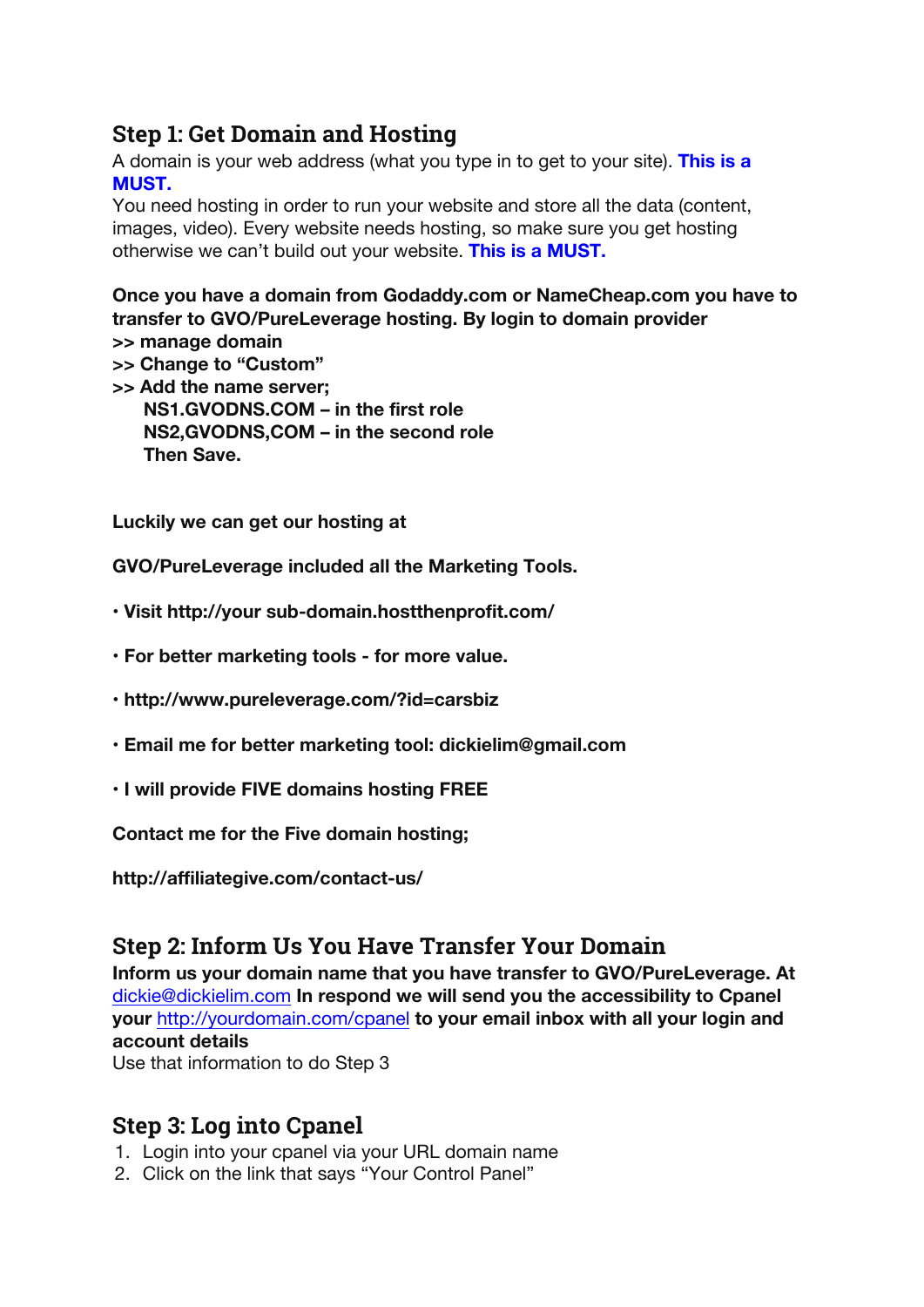## Step 1: Get Domain and Hosting

A domain is your web address (what you type in to get to your site). **This is a MUST.**
You need hosting in order to run your website and store all the data (content, images, video). Every website needs hosting, so make sure you get hosting otherwise we can't build out your website. **This is a MUST.**

**Once you have a domain from Godaddy.com or NameCheap.com you have to transfer to GVO/PureLeverage hosting. By login to domain provider**
**>> manage domain**
**>> Change to "Custom"**
**>> Add the name server;**
**NS1.GVODNS.COM – in the first role**
**NS2,GVODNS,COM – in the second role**
**Then Save.**

**Luckily we can get our hosting at**

**GVO/PureLeverage included all the Marketing Tools.**

- **Visit http://your sub-domain.hostthenprofit.com/**
- **For better marketing tools - for more value.**
- **http://www.pureleverage.com/?id=carsbiz**
- **Email me for better marketing tool: dickielim@gmail.com**
- **I will provide FIVE domains hosting FREE**

**Contact me for the Five domain hosting;**

**http://affiliategive.com/contact-us/**

## Step 2: Inform Us You Have Transfer Your Domain

**Inform us your domain name that you have transfer to GVO/PureLeverage. At** dickie@dickielim.com **In respond we will send you the accessibility to Cpanel your** http://yourdomain.com/cpanel **to your email inbox with all your login and account details**
Use that information to do Step 3

## Step 3: Log into Cpanel

1. Login into your cpanel via your URL domain name
2. Click on the link that says "Your Control Panel"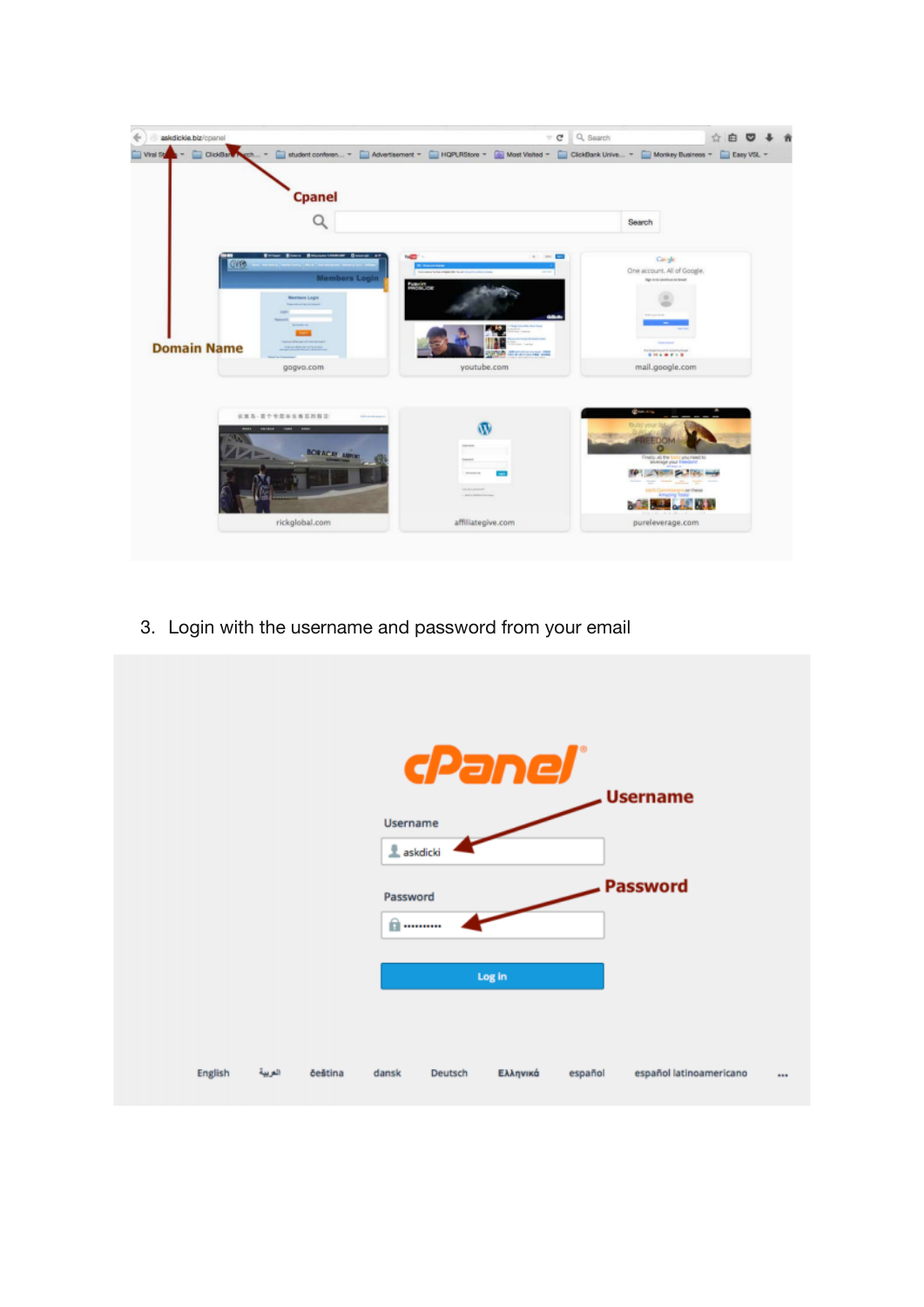3. Login with the username and password from your email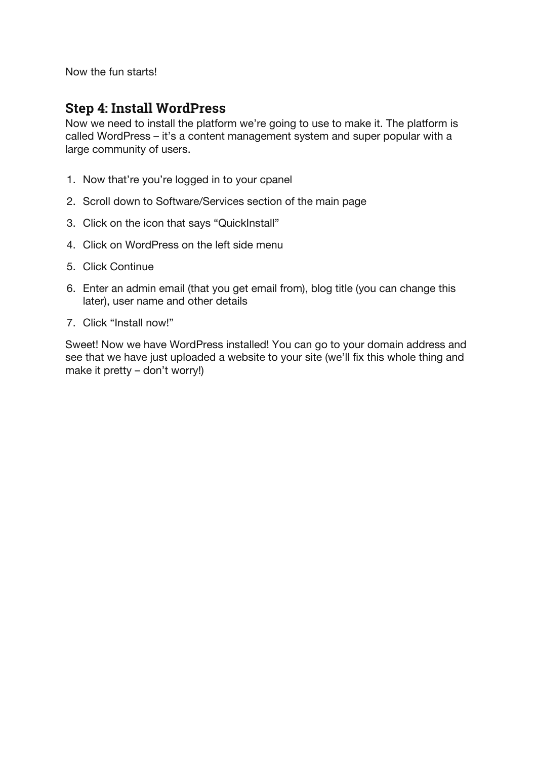Now the fun starts!

## Step 4: Install WordPress

Now we need to install the platform we're going to use to make it. The platform is called WordPress – it's a content management system and super popular with a large community of users.

1. Now that're you're logged in to your cpanel
2. Scroll down to Software/Services section of the main page
3. Click on the icon that says "QuickInstall"
4. Click on WordPress on the left side menu
5. Click Continue
6. Enter an admin email (that you get email from), blog title (you can change this later), user name and other details
7. Click "Install now!"

Sweet! Now we have WordPress installed! You can go to your domain address and see that we have just uploaded a website to your site (we'll fix this whole thing and make it pretty – don't worry!)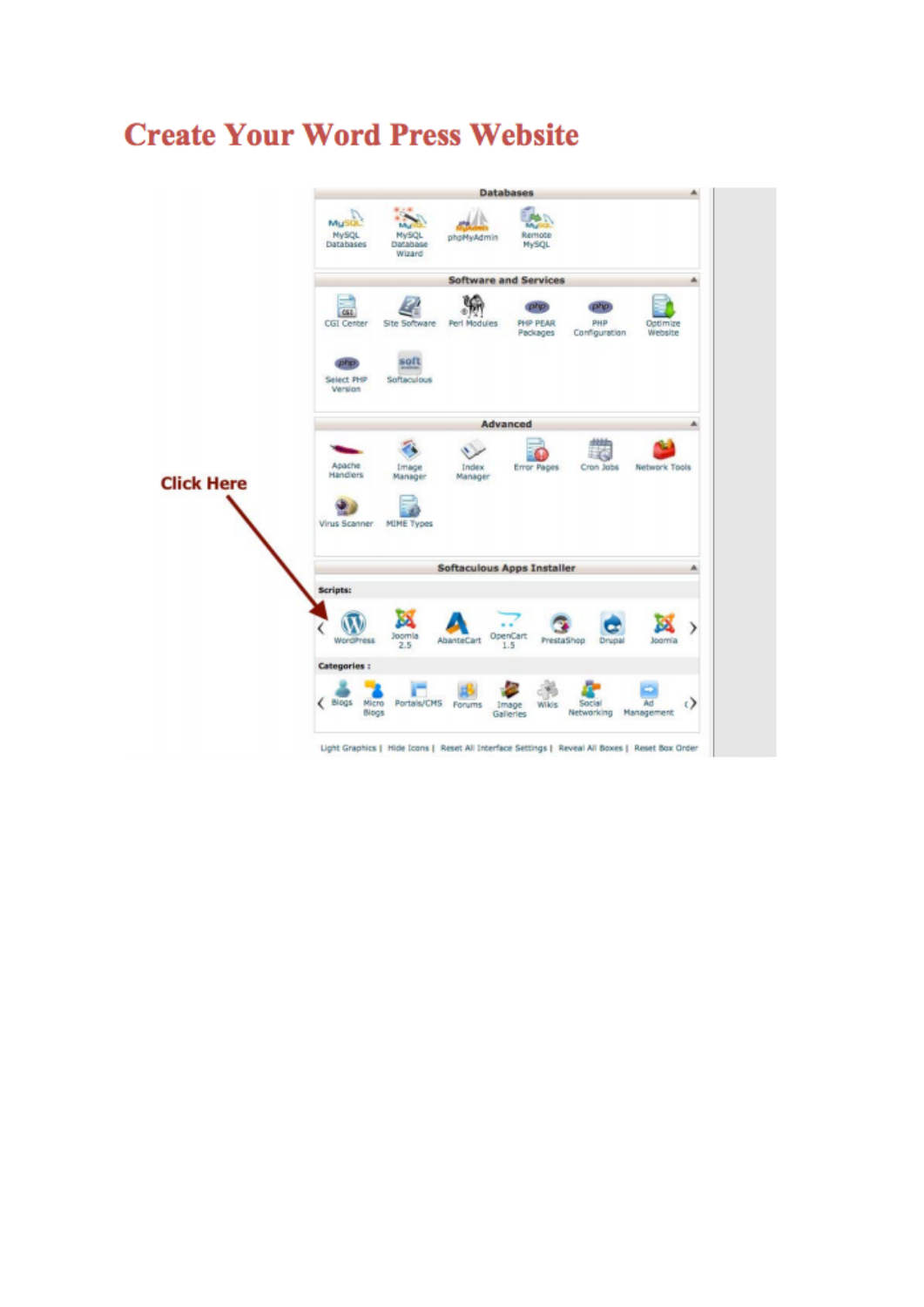# Create Your Word Press Website

Click Here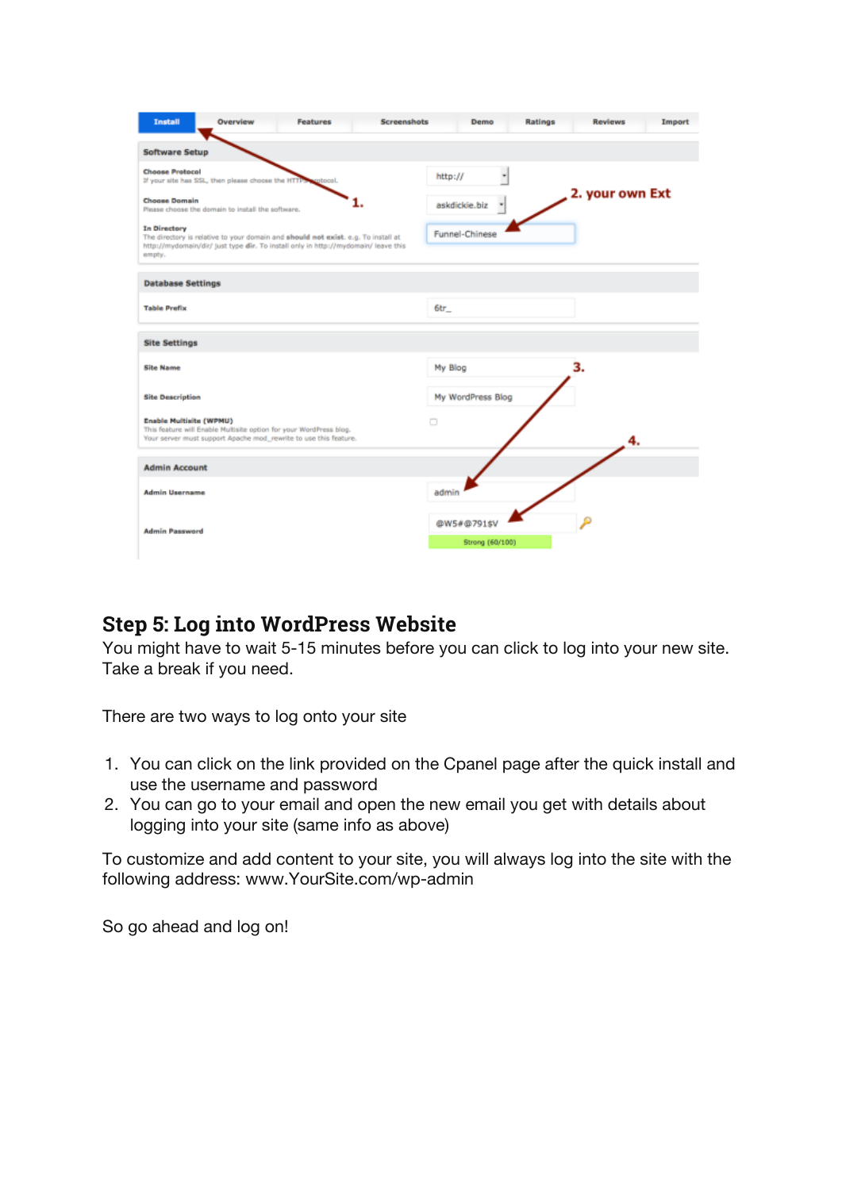## Step 5: Log into WordPress Website

You might have to wait 5-15 minutes before you can click to log into your new site. Take a break if you need.

There are two ways to log onto your site

1. You can click on the link provided on the Cpanel page after the quick install and use the username and password
2. You can go to your email and open the new email you get with details about logging into your site (same info as above)

To customize and add content to your site, you will always log into the site with the following address: www.YourSite.com/wp-admin

So go ahead and log on!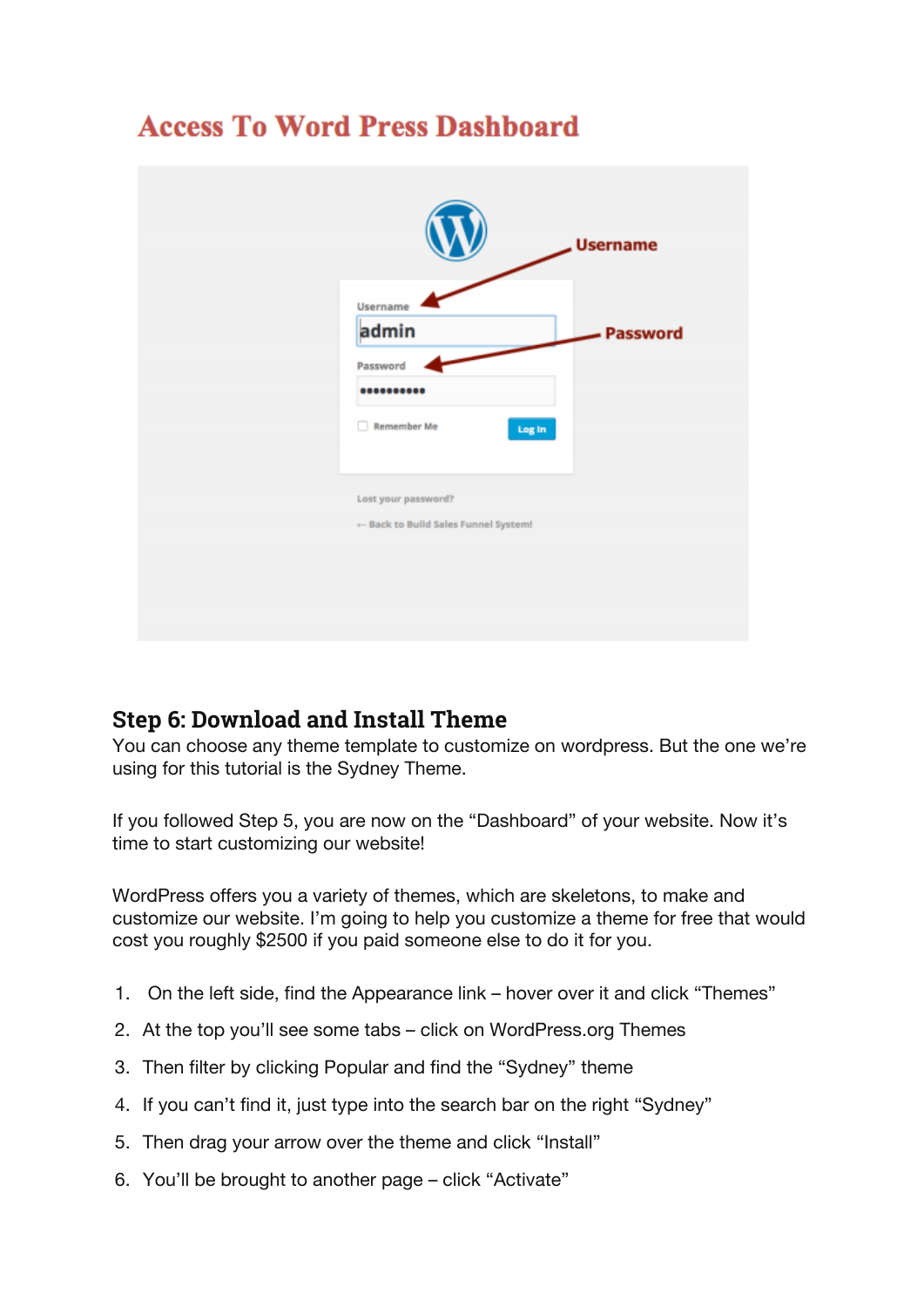## Access To Word Press Dashboard

## Step 6: Download and Install Theme

You can choose any theme template to customize on wordpress. But the one we're using for this tutorial is the Sydney Theme.

If you followed Step 5, you are now on the "Dashboard" of your website. Now it's time to start customizing our website!

WordPress offers you a variety of themes, which are skeletons, to make and customize our website. I'm going to help you customize a theme for free that would cost you roughly $2500 if you paid someone else to do it for you.

1. On the left side, find the Appearance link – hover over it and click "Themes"
2. At the top you'll see some tabs – click on WordPress.org Themes
3. Then filter by clicking Popular and find the "Sydney" theme
4. If you can't find it, just type into the search bar on the right "Sydney"
5. Then drag your arrow over the theme and click "Install"
6. You'll be brought to another page – click "Activate"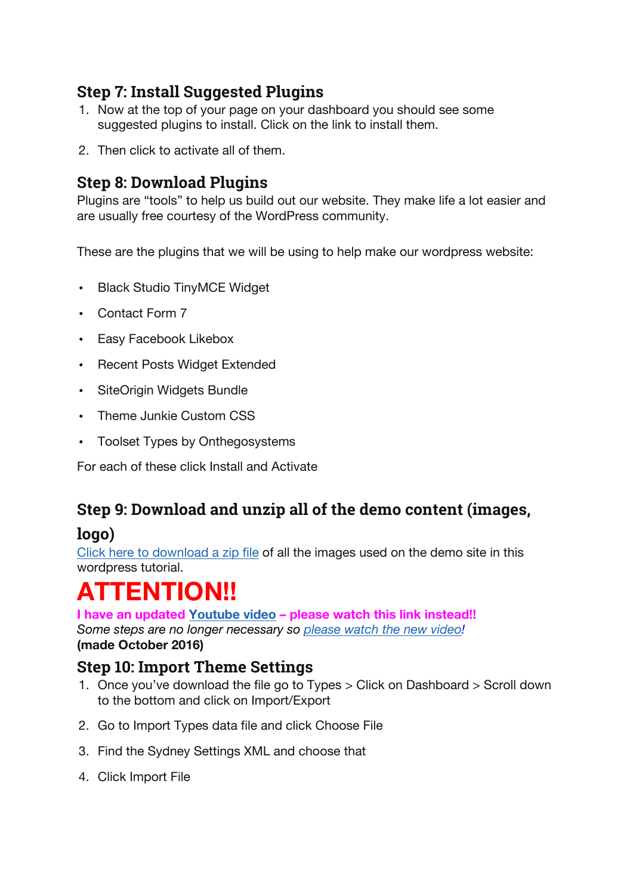## Step 7: Install Suggested Plugins

1. Now at the top of your page on your dashboard you should see some suggested plugins to install. Click on the link to install them.
2. Then click to activate all of them.

## Step 8: Download Plugins

Plugins are “tools” to help us build out our website. They make life a lot easier and are usually free courtesy of the WordPress community.

These are the plugins that we will be using to help make our wordpress website:

- Black Studio TinyMCE Widget
- Contact Form 7
- Easy Facebook Likebox
- Recent Posts Widget Extended
- SiteOrigin Widgets Bundle
- Theme Junkie Custom CSS
- Toolset Types by Onthegosystems

For each of these click Install and Activate

## Step 9: Download and unzip all of the demo content (images, logo)

Click here to download a zip file of all the images used on the demo site in this wordpress tutorial.

# ATTENTION!!

**I have an updated Youtube video – please watch this link instead!!**
*Some steps are no longer necessary so please watch the new video!*
**(made October 2016)**

## Step 10: Import Theme Settings

1. Once you’ve download the file go to Types > Click on Dashboard > Scroll down to the bottom and click on Import/Export
2. Go to Import Types data file and click Choose File
3. Find the Sydney Settings XML and choose that
4. Click Import File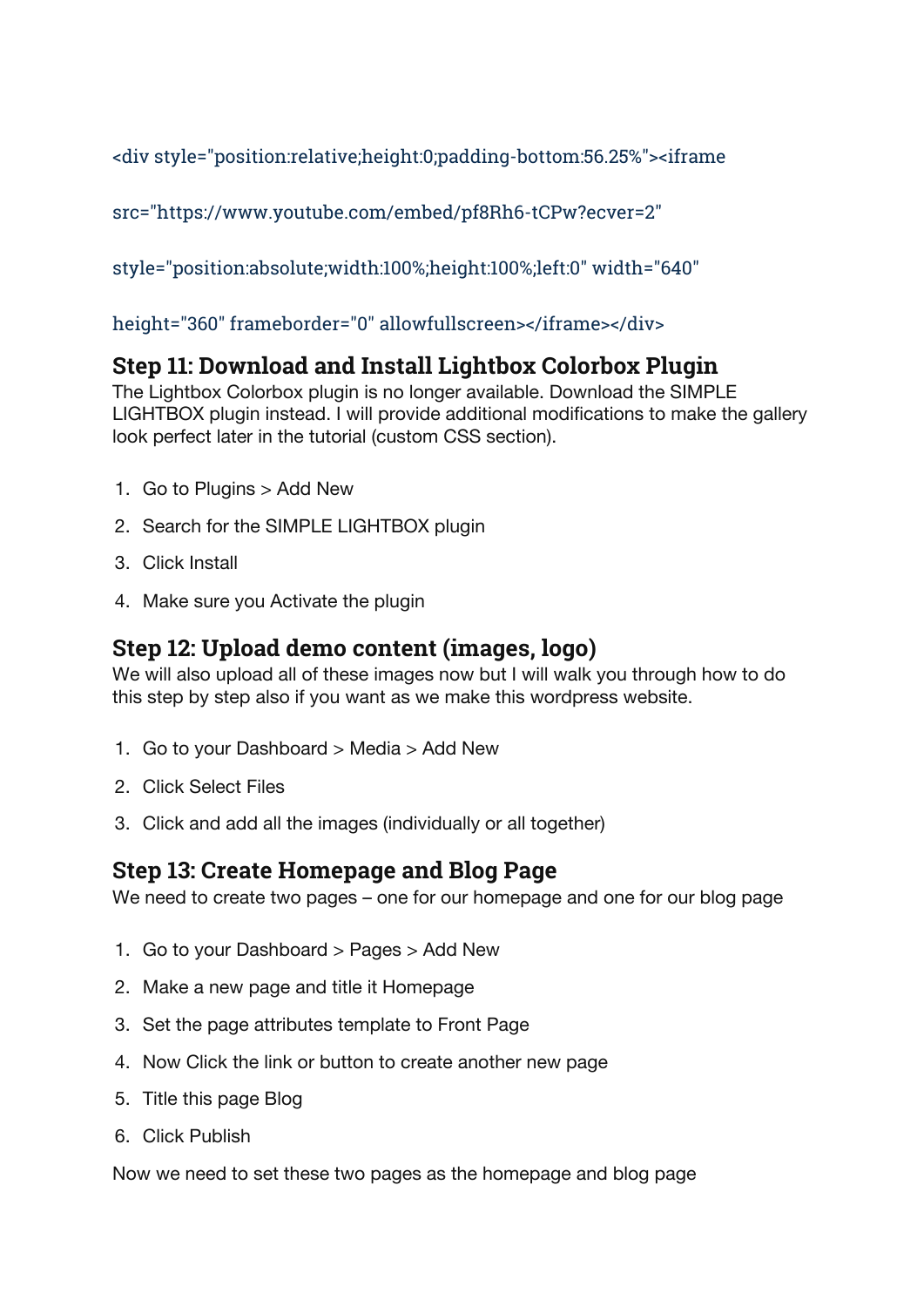```
<div style="position:relative;height:0;padding-bottom:56.25%"><iframe

src="https://www.youtube.com/embed/pf8Rh6-tCPw?ecver=2"

style="position:absolute;width:100%;height:100%;left:0" width="640"

height="360" frameborder="0" allowfullscreen></iframe></div>
```

## Step 11: Download and Install Lightbox Colorbox Plugin

The Lightbox Colorbox plugin is no longer available. Download the SIMPLE LIGHTBOX plugin instead. I will provide additional modifications to make the gallery look perfect later in the tutorial (custom CSS section).

1. Go to Plugins > Add New
2. Search for the SIMPLE LIGHTBOX plugin
3. Click Install
4. Make sure you Activate the plugin

## Step 12: Upload demo content (images, logo)

We will also upload all of these images now but I will walk you through how to do this step by step also if you want as we make this wordpress website.

1. Go to your Dashboard > Media > Add New
2. Click Select Files
3. Click and add all the images (individually or all together)

## Step 13: Create Homepage and Blog Page

We need to create two pages – one for our homepage and one for our blog page

1. Go to your Dashboard > Pages > Add New
2. Make a new page and title it Homepage
3. Set the page attributes template to Front Page
4. Now Click the link or button to create another new page
5. Title this page Blog
6. Click Publish

Now we need to set these two pages as the homepage and blog page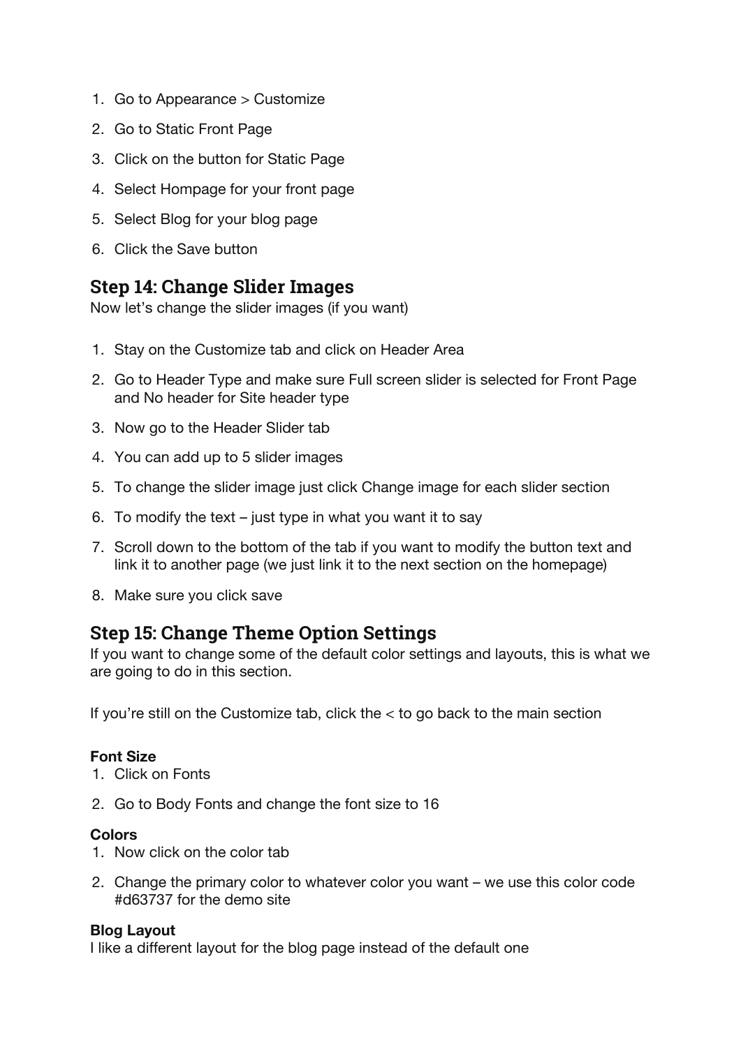1. Go to Appearance > Customize
2. Go to Static Front Page
3. Click on the button for Static Page
4. Select Hompage for your front page
5. Select Blog for your blog page
6. Click the Save button

## Step 14: Change Slider Images

Now let's change the slider images (if you want)

1. Stay on the Customize tab and click on Header Area
2. Go to Header Type and make sure Full screen slider is selected for Front Page and No header for Site header type
3. Now go to the Header Slider tab
4. You can add up to 5 slider images
5. To change the slider image just click Change image for each slider section
6. To modify the text – just type in what you want it to say
7. Scroll down to the bottom of the tab if you want to modify the button text and link it to another page (we just link it to the next section on the homepage)
8. Make sure you click save

## Step 15: Change Theme Option Settings

If you want to change some of the default color settings and layouts, this is what we are going to do in this section.

If you're still on the Customize tab, click the < to go back to the main section

**Font Size**

1. Click on Fonts
2. Go to Body Fonts and change the font size to 16

**Colors**

1. Now click on the color tab
2. Change the primary color to whatever color you want – we use this color code #d63737 for the demo site

**Blog Layout**

I like a different layout for the blog page instead of the default one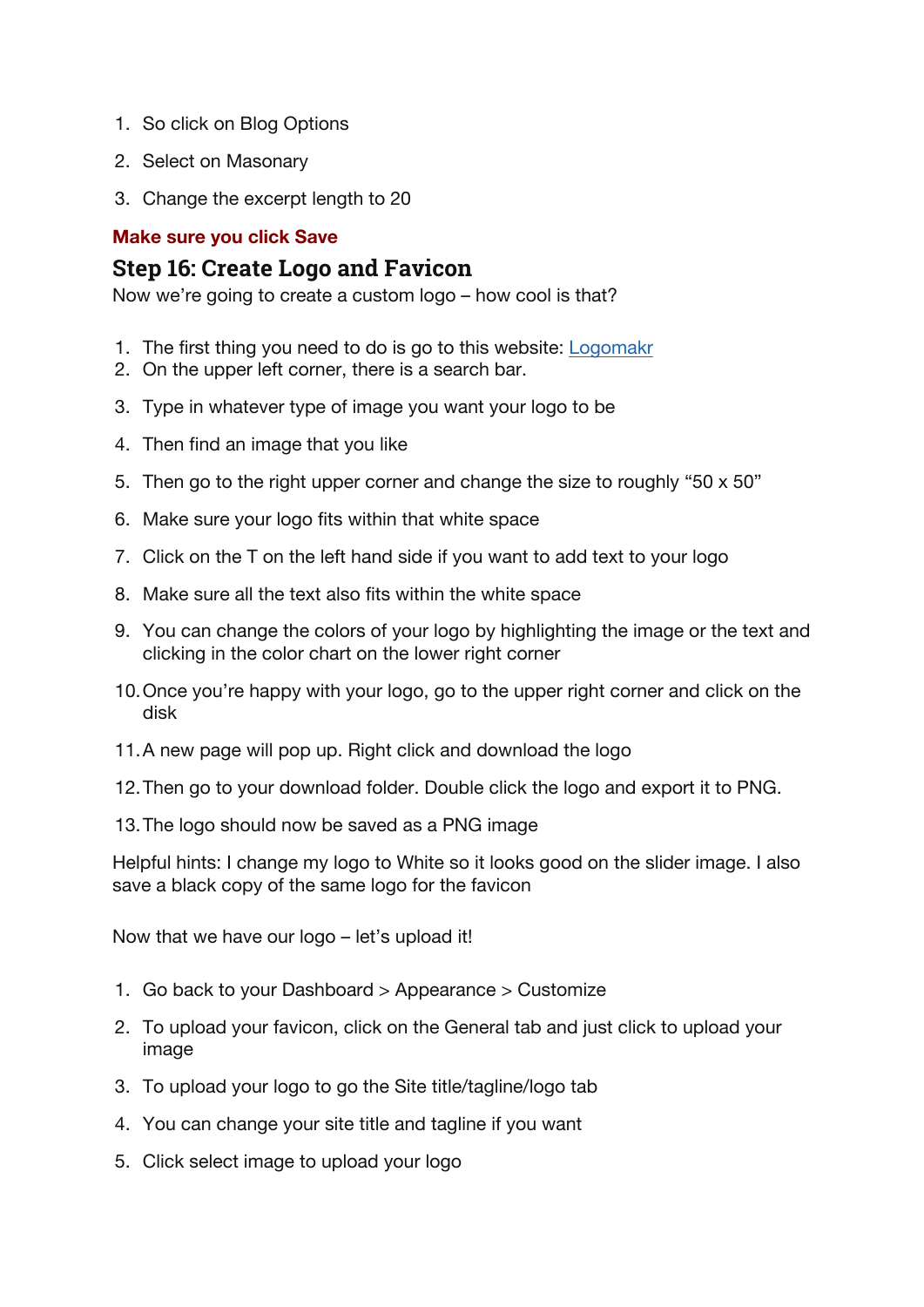1. So click on Blog Options
2. Select on Masonary
3. Change the excerpt length to 20

**Make sure you click Save**

## Step 16: Create Logo and Favicon

Now we're going to create a custom logo – how cool is that?

1. The first thing you need to do is go to this website: [Logomakr]()
2. On the upper left corner, there is a search bar.
3. Type in whatever type of image you want your logo to be
4. Then find an image that you like
5. Then go to the right upper corner and change the size to roughly "50 x 50"
6. Make sure your logo fits within that white space
7. Click on the T on the left hand side if you want to add text to your logo
8. Make sure all the text also fits within the white space
9. You can change the colors of your logo by highlighting the image or the text and clicking in the color chart on the lower right corner
10. Once you're happy with your logo, go to the upper right corner and click on the disk
11. A new page will pop up. Right click and download the logo
12. Then go to your download folder. Double click the logo and export it to PNG.
13. The logo should now be saved as a PNG image

Helpful hints: I change my logo to White so it looks good on the slider image. I also save a black copy of the same logo for the favicon

Now that we have our logo – let's upload it!

1. Go back to your Dashboard > Appearance > Customize
2. To upload your favicon, click on the General tab and just click to upload your image
3. To upload your logo to go the Site title/tagline/logo tab
4. You can change your site title and tagline if you want
5. Click select image to upload your logo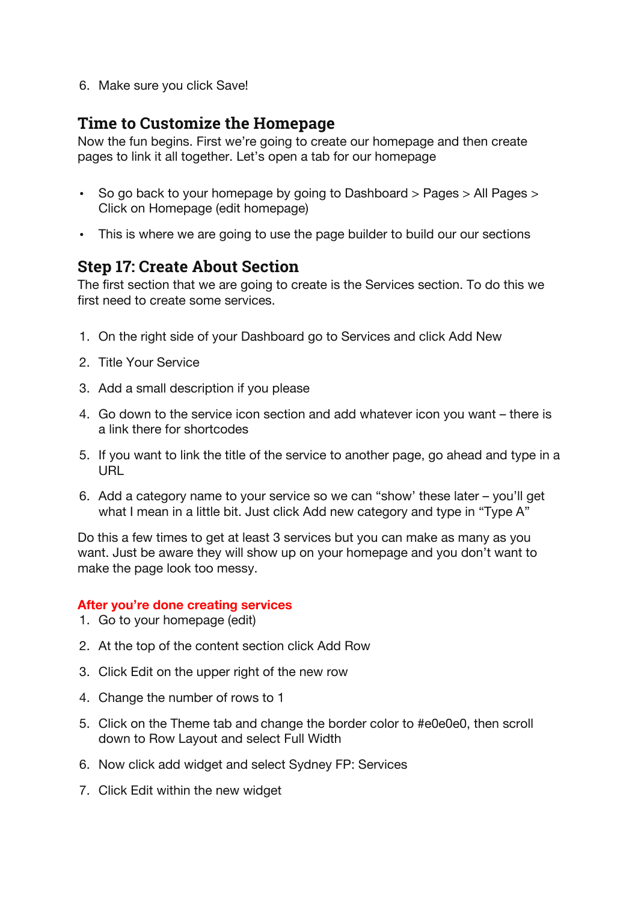6. Make sure you click Save!

## Time to Customize the Homepage

Now the fun begins. First we're going to create our homepage and then create pages to link it all together. Let's open a tab for our homepage

- So go back to your homepage by going to Dashboard > Pages > All Pages > Click on Homepage (edit homepage)
- This is where we are going to use the page builder to build our our sections

## Step 17: Create About Section

The first section that we are going to create is the Services section. To do this we first need to create some services.

1. On the right side of your Dashboard go to Services and click Add New
2. Title Your Service
3. Add a small description if you please
4. Go down to the service icon section and add whatever icon you want – there is a link there for shortcodes
5. If you want to link the title of the service to another page, go ahead and type in a URL
6. Add a category name to your service so we can "show' these later – you'll get what I mean in a little bit. Just click Add new category and type in "Type A"

Do this a few times to get at least 3 services but you can make as many as you want. Just be aware they will show up on your homepage and you don't want to make the page look too messy.

**After you're done creating services**

1. Go to your homepage (edit)
2. At the top of the content section click Add Row
3. Click Edit on the upper right of the new row
4. Change the number of rows to 1
5. Click on the Theme tab and change the border color to #e0e0e0, then scroll down to Row Layout and select Full Width
6. Now click add widget and select Sydney FP: Services
7. Click Edit within the new widget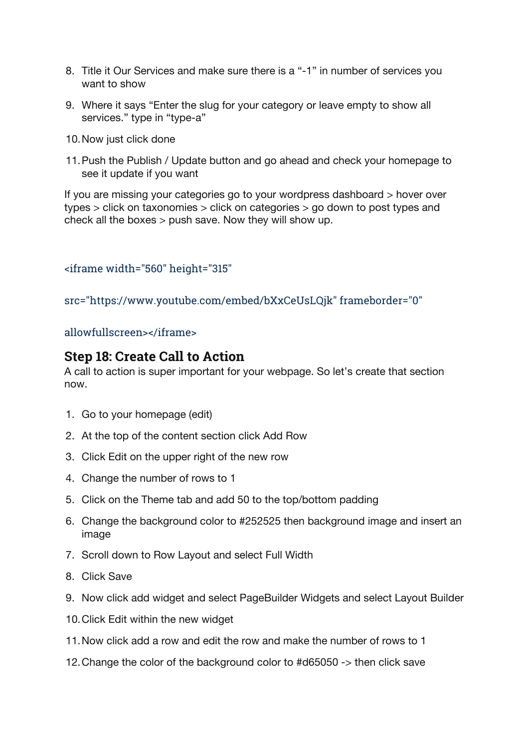8. Title it Our Services and make sure there is a “-1” in number of services you want to show

9. Where it says “Enter the slug for your category or leave empty to show all services.” type in “type-a”

10. Now just click done

11. Push the Publish / Update button and go ahead and check your homepage to see it update if you want

If you are missing your categories go to your wordpress dashboard > hover over types > click on taxonomies > click on categories > go down to post types and check all the boxes > push save. Now they will show up.

```
<iframe width="560" height="315"

src="https://www.youtube.com/embed/bXxCeUsLQjk" frameborder="0"

allowfullscreen></iframe>
```

## Step 18: Create Call to Action

A call to action is super important for your webpage. So let’s create that section now.

1. Go to your homepage (edit)

2. At the top of the content section click Add Row

3. Click Edit on the upper right of the new row

4. Change the number of rows to 1

5. Click on the Theme tab and add 50 to the top/bottom padding

6. Change the background color to #252525 then background image and insert an image

7. Scroll down to Row Layout and select Full Width

8. Click Save

9. Now click add widget and select PageBuilder Widgets and select Layout Builder

10. Click Edit within the new widget

11. Now click add a row and edit the row and make the number of rows to 1

12. Change the color of the background color to #d65050 -> then click save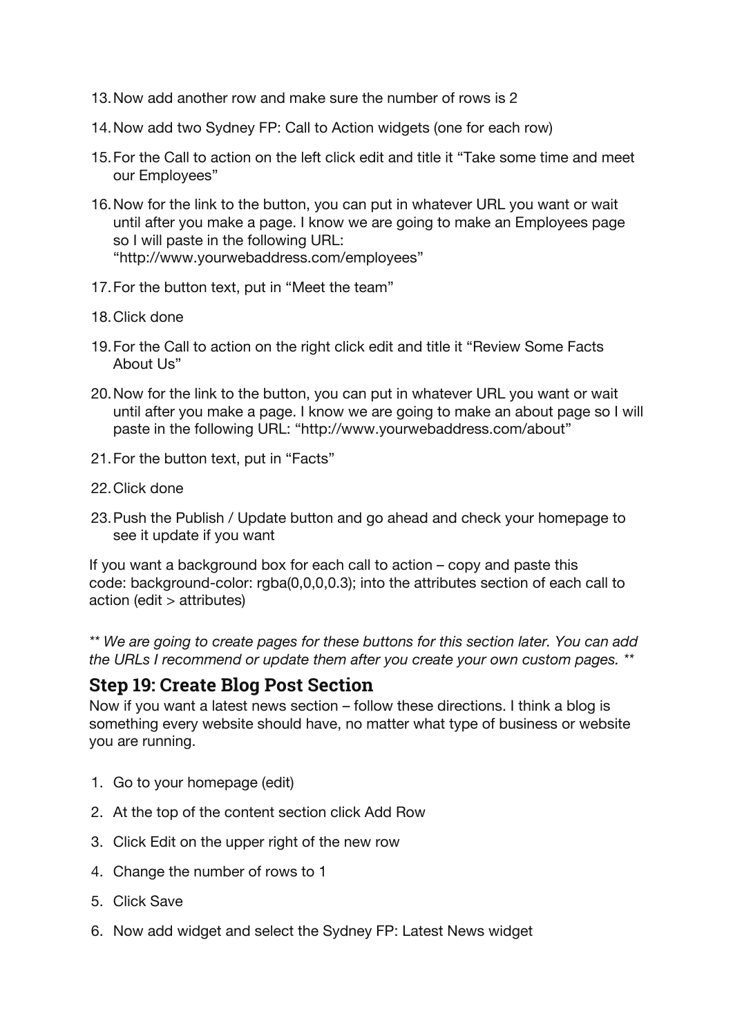13. Now add another row and make sure the number of rows is 2
14. Now add two Sydney FP: Call to Action widgets (one for each row)
15. For the Call to action on the left click edit and title it “Take some time and meet our Employees”
16. Now for the link to the button, you can put in whatever URL you want or wait until after you make a page. I know we are going to make an Employees page so I will paste in the following URL: “http://www.yourwebaddress.com/employees”
17. For the button text, put in “Meet the team”
18. Click done
19. For the Call to action on the right click edit and title it “Review Some Facts About Us”
20. Now for the link to the button, you can put in whatever URL you want or wait until after you make a page. I know we are going to make an about page so I will paste in the following URL: “http://www.yourwebaddress.com/about”
21. For the button text, put in “Facts”
22. Click done
23. Push the Publish / Update button and go ahead and check your homepage to see it update if you want

If you want a background box for each call to action – copy and paste this code: background-color: rgba(0,0,0,0.3); into the attributes section of each call to action (edit > attributes)

*** We are going to create pages for these buttons for this section later. You can add the URLs I recommend or update them after you create your own custom pages. ***

## Step 19: Create Blog Post Section

Now if you want a latest news section – follow these directions. I think a blog is something every website should have, no matter what type of business or website you are running.

1. Go to your homepage (edit)
2. At the top of the content section click Add Row
3. Click Edit on the upper right of the new row
4. Change the number of rows to 1
5. Click Save
6. Now add widget and select the Sydney FP: Latest News widget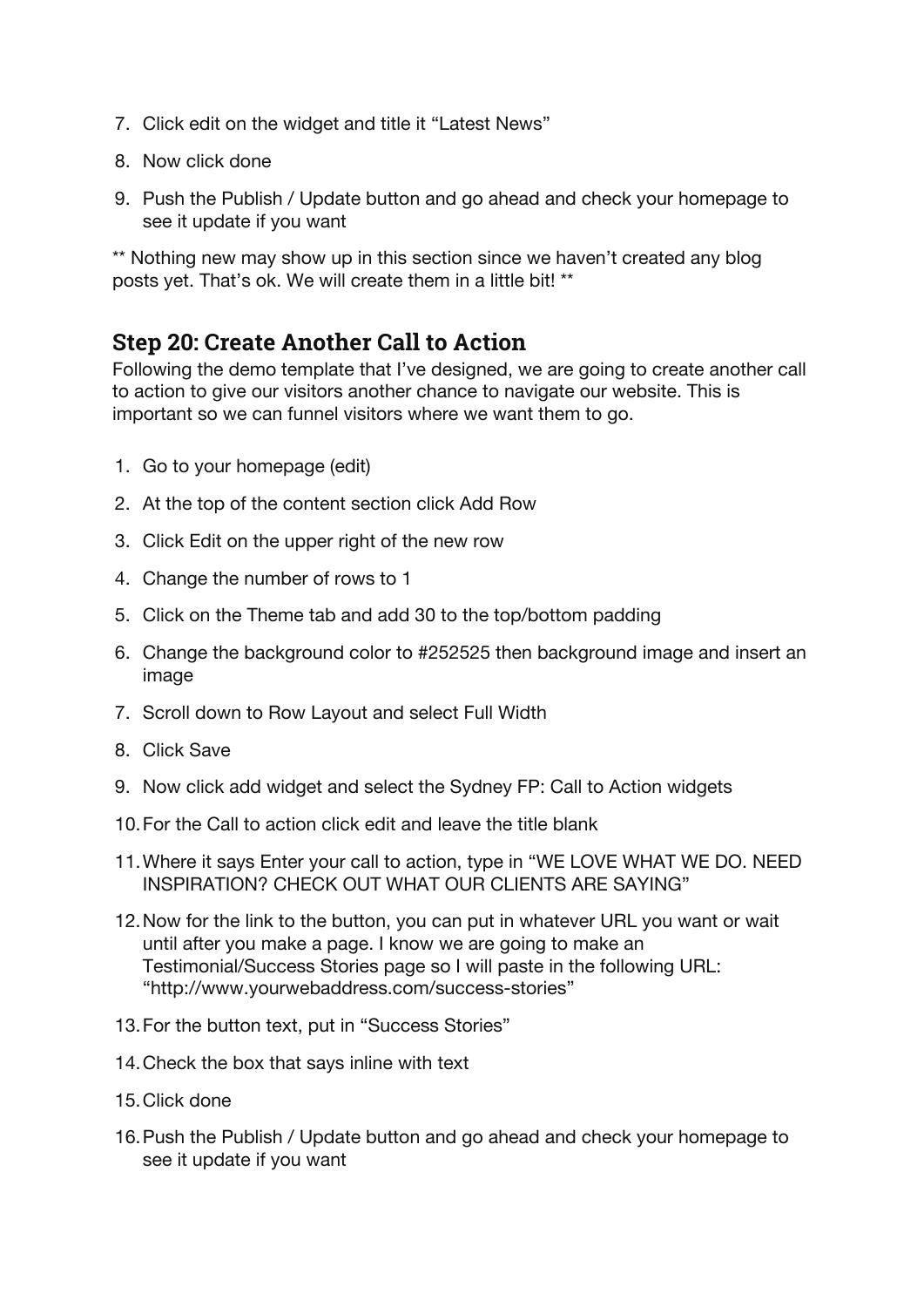7. Click edit on the widget and title it “Latest News”
8. Now click done
9. Push the Publish / Update button and go ahead and check your homepage to see it update if you want

** Nothing new may show up in this section since we haven’t created any blog posts yet. That’s ok. We will create them in a little bit! **

## Step 20: Create Another Call to Action

Following the demo template that I’ve designed, we are going to create another call to action to give our visitors another chance to navigate our website. This is important so we can funnel visitors where we want them to go.

1. Go to your homepage (edit)
2. At the top of the content section click Add Row
3. Click Edit on the upper right of the new row
4. Change the number of rows to 1
5. Click on the Theme tab and add 30 to the top/bottom padding
6. Change the background color to #252525 then background image and insert an image
7. Scroll down to Row Layout and select Full Width
8. Click Save
9. Now click add widget and select the Sydney FP: Call to Action widgets
10. For the Call to action click edit and leave the title blank
11. Where it says Enter your call to action, type in “WE LOVE WHAT WE DO. NEED INSPIRATION? CHECK OUT WHAT OUR CLIENTS ARE SAYING”
12. Now for the link to the button, you can put in whatever URL you want or wait until after you make a page. I know we are going to make an Testimonial/Success Stories page so I will paste in the following URL: “http://www.yourwebaddress.com/success-stories”
13. For the button text, put in “Success Stories”
14. Check the box that says inline with text
15. Click done
16. Push the Publish / Update button and go ahead and check your homepage to see it update if you want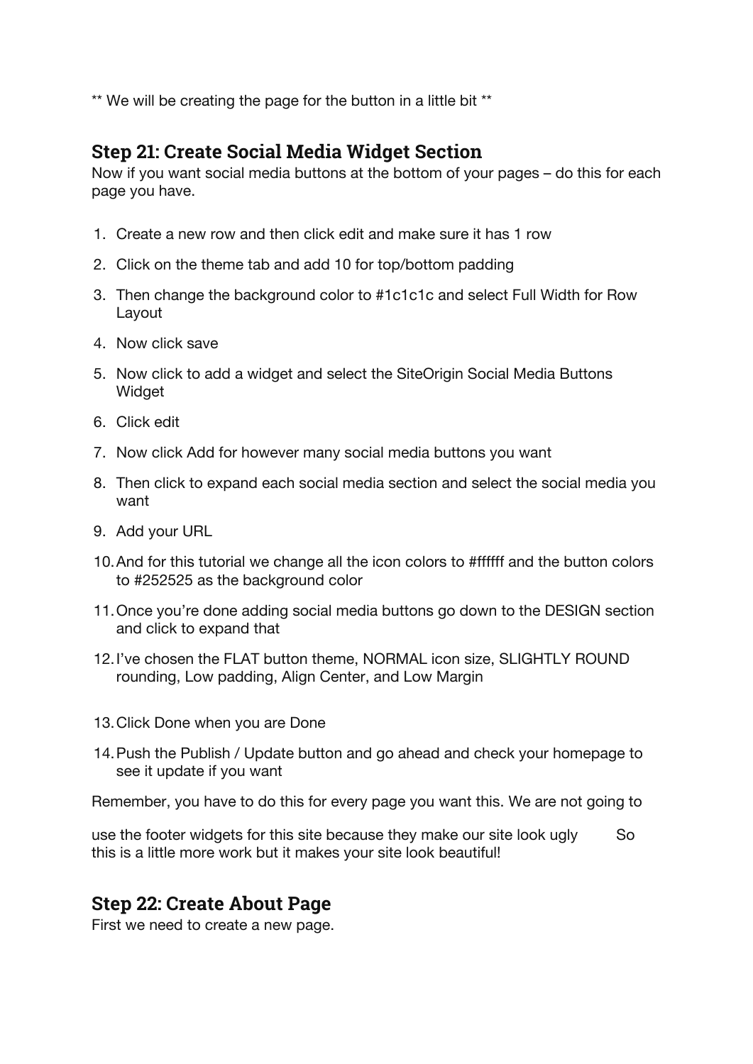** We will be creating the page for the button in a little bit **

## Step 21: Create Social Media Widget Section

Now if you want social media buttons at the bottom of your pages – do this for each page you have.

1. Create a new row and then click edit and make sure it has 1 row
2. Click on the theme tab and add 10 for top/bottom padding
3. Then change the background color to #1c1c1c and select Full Width for Row Layout
4. Now click save
5. Now click to add a widget and select the SiteOrigin Social Media Buttons Widget
6. Click edit
7. Now click Add for however many social media buttons you want
8. Then click to expand each social media section and select the social media you want
9. Add your URL
10. And for this tutorial we change all the icon colors to #ffffff and the button colors to #252525 as the background color
11. Once you're done adding social media buttons go down to the DESIGN section and click to expand that
12. I've chosen the FLAT button theme, NORMAL icon size, SLIGHTLY ROUND rounding, Low padding, Align Center, and Low Margin
13. Click Done when you are Done
14. Push the Publish / Update button and go ahead and check your homepage to see it update if you want

Remember, you have to do this for every page you want this. We are not going to use the footer widgets for this site because they make our site look ugly So this is a little more work but it makes your site look beautiful!

## Step 22: Create About Page

First we need to create a new page.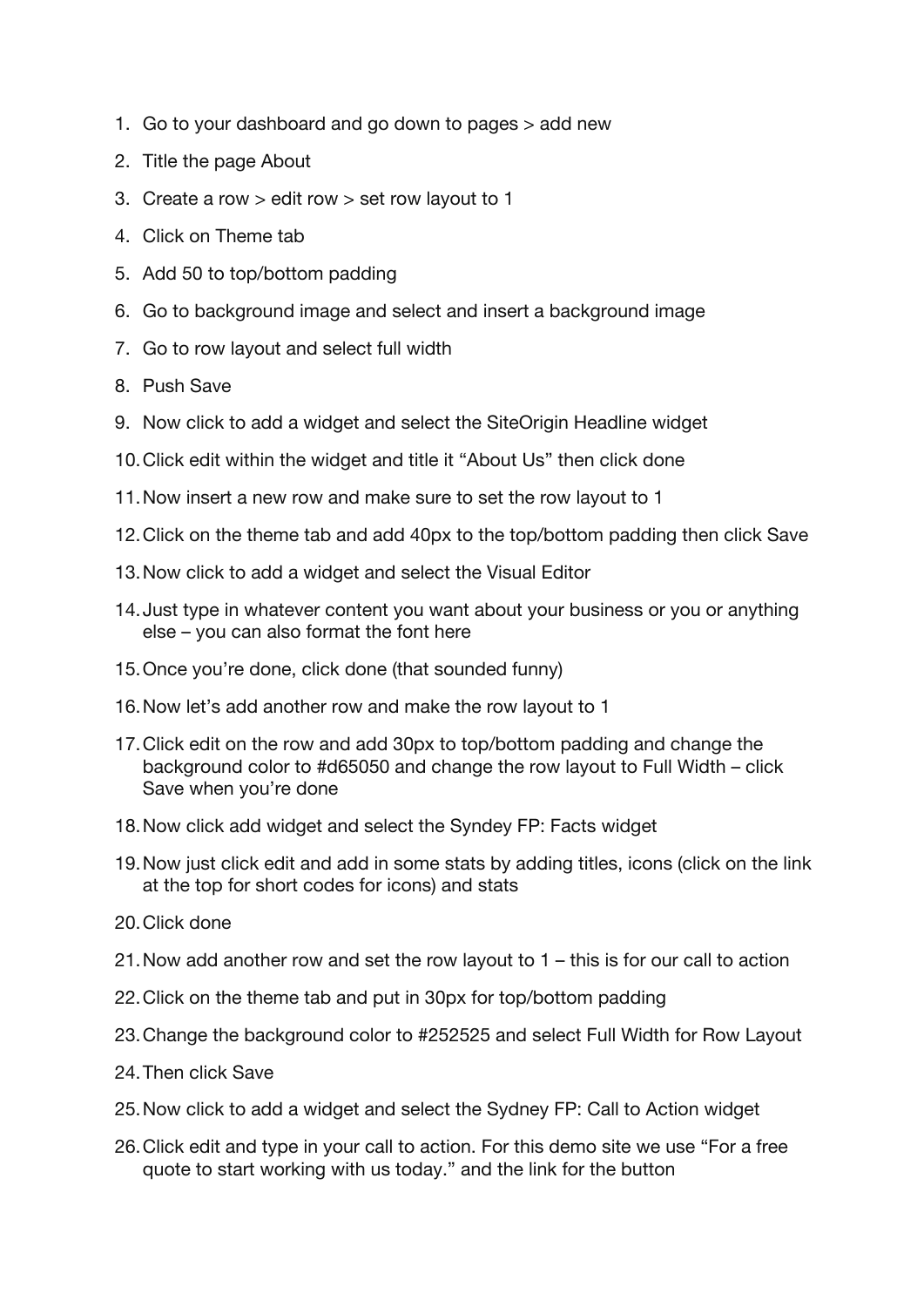1. Go to your dashboard and go down to pages > add new
2. Title the page About
3. Create a row > edit row > set row layout to 1
4. Click on Theme tab
5. Add 50 to top/bottom padding
6. Go to background image and select and insert a background image
7. Go to row layout and select full width
8. Push Save
9. Now click to add a widget and select the SiteOrigin Headline widget
10. Click edit within the widget and title it "About Us" then click done
11. Now insert a new row and make sure to set the row layout to 1
12. Click on the theme tab and add 40px to the top/bottom padding then click Save
13. Now click to add a widget and select the Visual Editor
14. Just type in whatever content you want about your business or you or anything else – you can also format the font here
15. Once you're done, click done (that sounded funny)
16. Now let's add another row and make the row layout to 1
17. Click edit on the row and add 30px to top/bottom padding and change the background color to #d65050 and change the row layout to Full Width – click Save when you're done
18. Now click add widget and select the Syndey FP: Facts widget
19. Now just click edit and add in some stats by adding titles, icons (click on the link at the top for short codes for icons) and stats
20. Click done
21. Now add another row and set the row layout to 1 – this is for our call to action
22. Click on the theme tab and put in 30px for top/bottom padding
23. Change the background color to #252525 and select Full Width for Row Layout
24. Then click Save
25. Now click to add a widget and select the Sydney FP: Call to Action widget
26. Click edit and type in your call to action. For this demo site we use "For a free quote to start working with us today." and the link for the button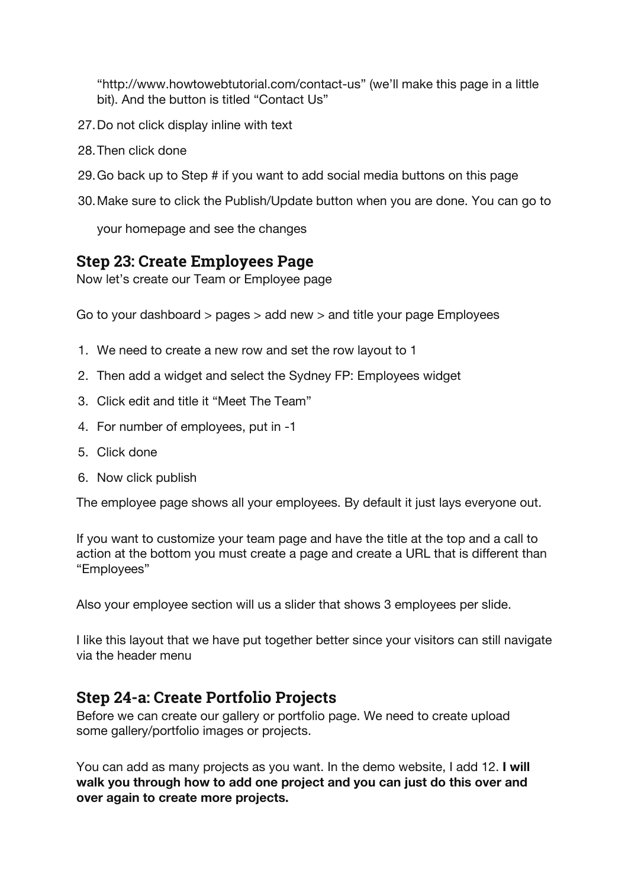"http://www.howtowebtutorial.com/contact-us" (we'll make this page in a little bit). And the button is titled "Contact Us"

27. Do not click display inline with text
28. Then click done
29. Go back up to Step # if you want to add social media buttons on this page
30. Make sure to click the Publish/Update button when you are done. You can go to your homepage and see the changes

## Step 23: Create Employees Page

Now let's create our Team or Employee page

Go to your dashboard > pages > add new > and title your page Employees

1. We need to create a new row and set the row layout to 1
2. Then add a widget and select the Sydney FP: Employees widget
3. Click edit and title it "Meet The Team"
4. For number of employees, put in -1
5. Click done
6. Now click publish

The employee page shows all your employees. By default it just lays everyone out.

If you want to customize your team page and have the title at the top and a call to action at the bottom you must create a page and create a URL that is different than "Employees"

Also your employee section will us a slider that shows 3 employees per slide.

I like this layout that we have put together better since your visitors can still navigate via the header menu

## Step 24-a: Create Portfolio Projects

Before we can create our gallery or portfolio page. We need to create upload some gallery/portfolio images or projects.

You can add as many projects as you want. In the demo website, I add 12. **I will walk you through how to add one project and you can just do this over and over again to create more projects.**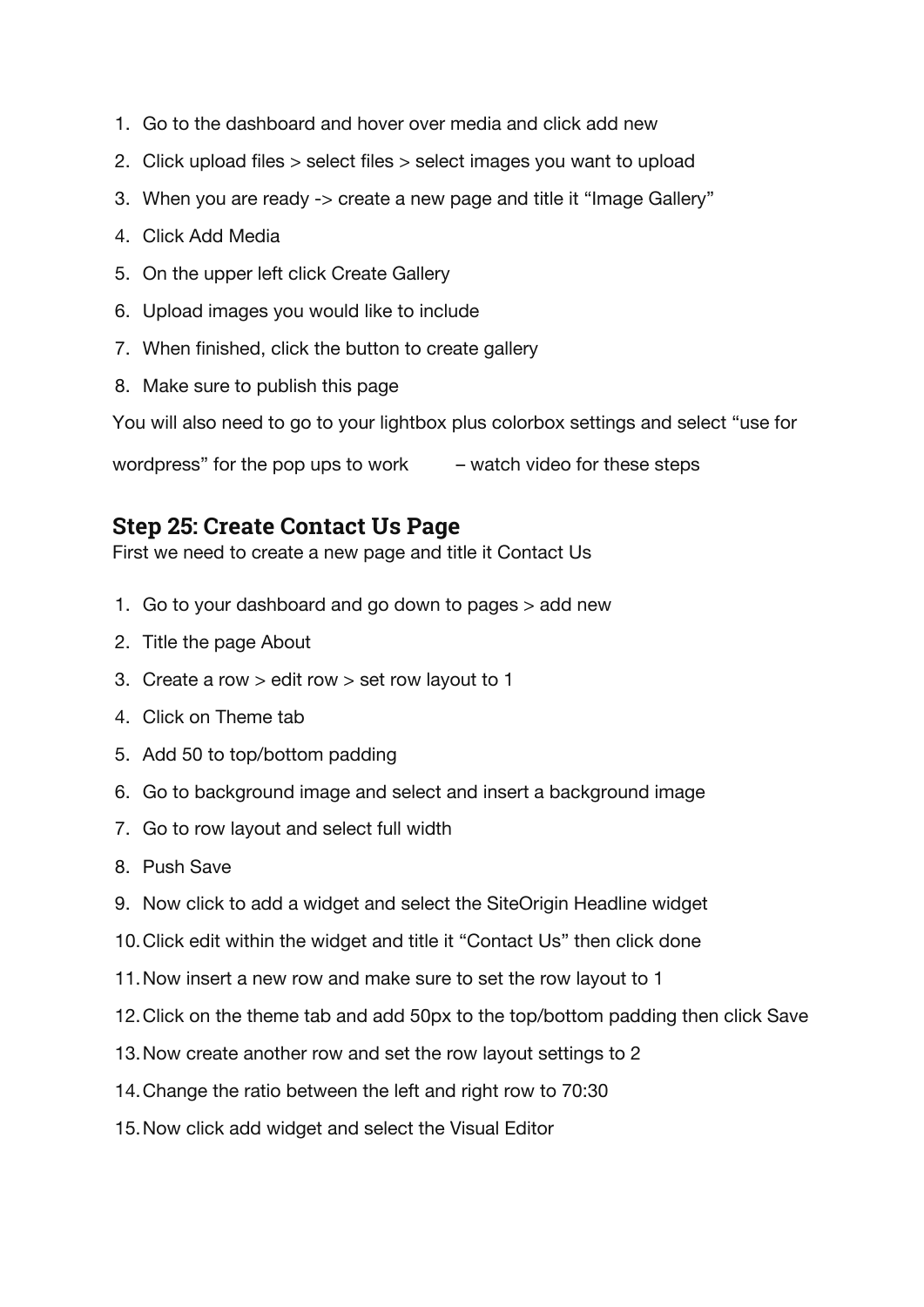1. Go to the dashboard and hover over media and click add new
2. Click upload files > select files > select images you want to upload
3. When you are ready -> create a new page and title it "Image Gallery"
4. Click Add Media
5. On the upper left click Create Gallery
6. Upload images you would like to include
7. When finished, click the button to create gallery
8. Make sure to publish this page

You will also need to go to your lightbox plus colorbox settings and select "use for wordpress" for the pop ups to work – watch video for these steps

## Step 25: Create Contact Us Page

First we need to create a new page and title it Contact Us

1. Go to your dashboard and go down to pages > add new
2. Title the page About
3. Create a row > edit row > set row layout to 1
4. Click on Theme tab
5. Add 50 to top/bottom padding
6. Go to background image and select and insert a background image
7. Go to row layout and select full width
8. Push Save
9. Now click to add a widget and select the SiteOrigin Headline widget
10. Click edit within the widget and title it "Contact Us" then click done
11. Now insert a new row and make sure to set the row layout to 1
12. Click on the theme tab and add 50px to the top/bottom padding then click Save
13. Now create another row and set the row layout settings to 2
14. Change the ratio between the left and right row to 70:30
15. Now click add widget and select the Visual Editor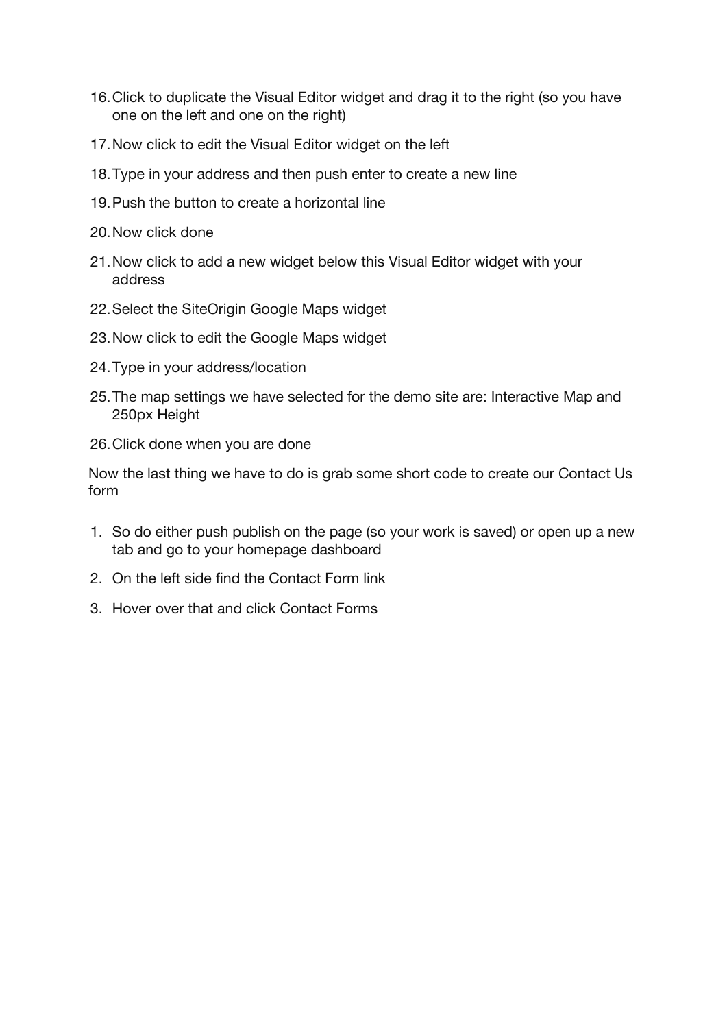16. Click to duplicate the Visual Editor widget and drag it to the right (so you have one on the left and one on the right)
17. Now click to edit the Visual Editor widget on the left
18. Type in your address and then push enter to create a new line
19. Push the button to create a horizontal line
20. Now click done
21. Now click to add a new widget below this Visual Editor widget with your address
22. Select the SiteOrigin Google Maps widget
23. Now click to edit the Google Maps widget
24. Type in your address/location
25. The map settings we have selected for the demo site are: Interactive Map and 250px Height
26. Click done when you are done

Now the last thing we have to do is grab some short code to create our Contact Us form

1. So do either push publish on the page (so your work is saved) or open up a new tab and go to your homepage dashboard
2. On the left side find the Contact Form link
3. Hover over that and click Contact Forms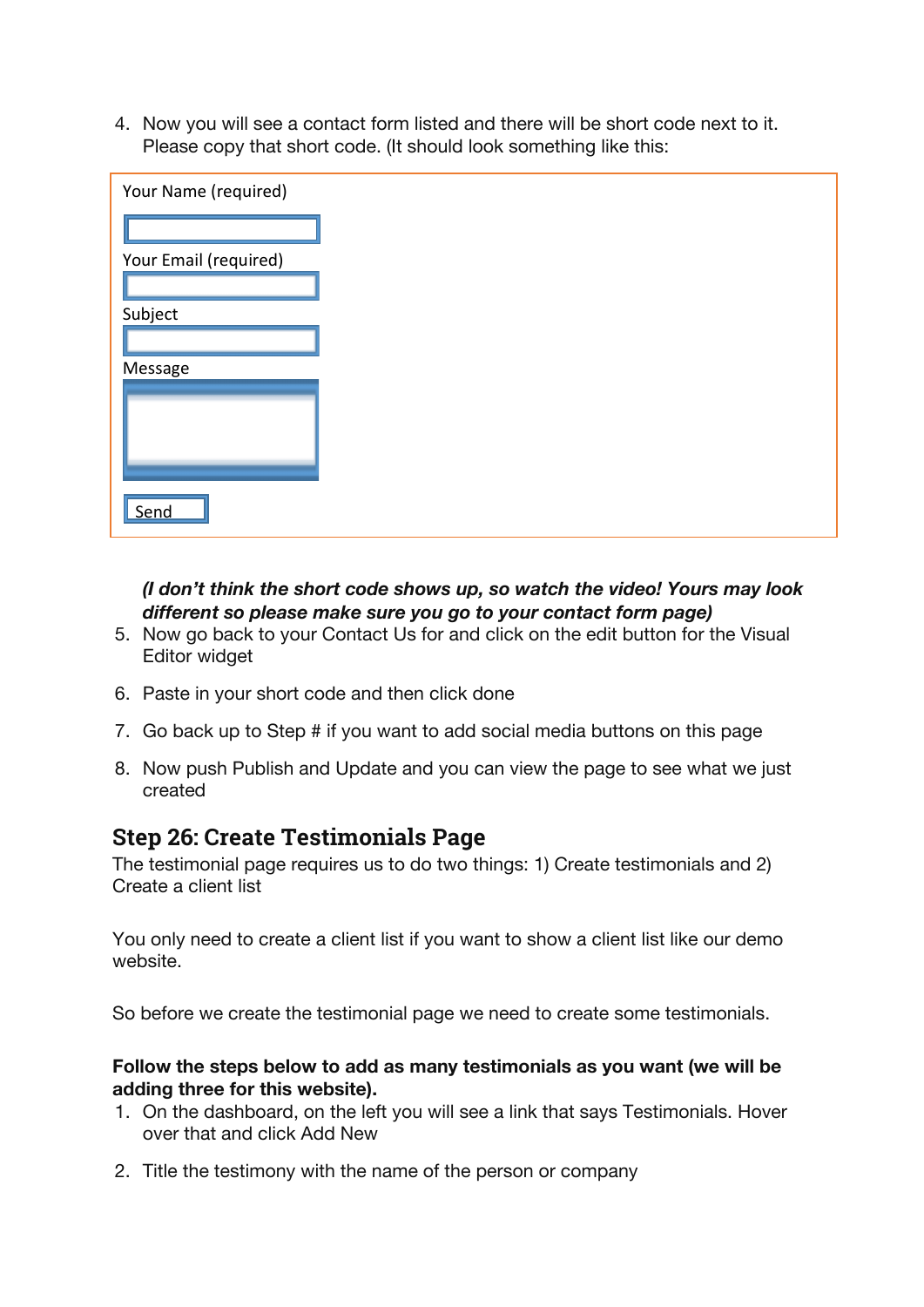4. Now you will see a contact form listed and there will be short code next to it. Please copy that short code. (It should look something like this:

Your Name (required)

Your Email (required)

Subject

Message

Send

***(I don't think the short code shows up, so watch the video! Yours may look different so please make sure you go to your contact form page)***

5. Now go back to your Contact Us for and click on the edit button for the Visual Editor widget
6. Paste in your short code and then click done
7. Go back up to Step # if you want to add social media buttons on this page
8. Now push Publish and Update and you can view the page to see what we just created

## Step 26: Create Testimonials Page

The testimonial page requires us to do two things: 1) Create testimonials and 2) Create a client list

You only need to create a client list if you want to show a client list like our demo website.

So before we create the testimonial page we need to create some testimonials.

**Follow the steps below to add as many testimonials as you want (we will be adding three for this website).**

1. On the dashboard, on the left you will see a link that says Testimonials. Hover over that and click Add New
2. Title the testimony with the name of the person or company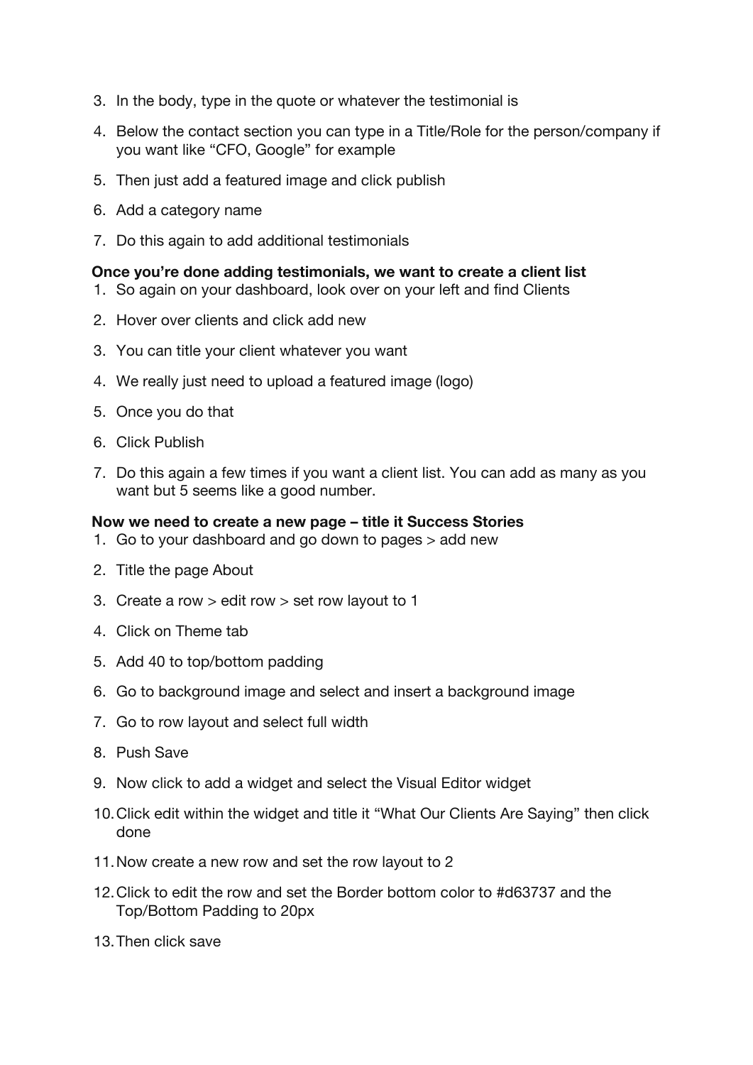3. In the body, type in the quote or whatever the testimonial is
4. Below the contact section you can type in a Title/Role for the person/company if you want like "CFO, Google" for example
5. Then just add a featured image and click publish
6. Add a category name
7. Do this again to add additional testimonials

**Once you're done adding testimonials, we want to create a client list**

1. So again on your dashboard, look over on your left and find Clients
2. Hover over clients and click add new
3. You can title your client whatever you want
4. We really just need to upload a featured image (logo)
5. Once you do that
6. Click Publish
7. Do this again a few times if you want a client list. You can add as many as you want but 5 seems like a good number.

**Now we need to create a new page – title it Success Stories**

1. Go to your dashboard and go down to pages > add new
2. Title the page About
3. Create a row > edit row > set row layout to 1
4. Click on Theme tab
5. Add 40 to top/bottom padding
6. Go to background image and select and insert a background image
7. Go to row layout and select full width
8. Push Save
9. Now click to add a widget and select the Visual Editor widget
10. Click edit within the widget and title it "What Our Clients Are Saying" then click done
11. Now create a new row and set the row layout to 2
12. Click to edit the row and set the Border bottom color to #d63737 and the Top/Bottom Padding to 20px
13. Then click save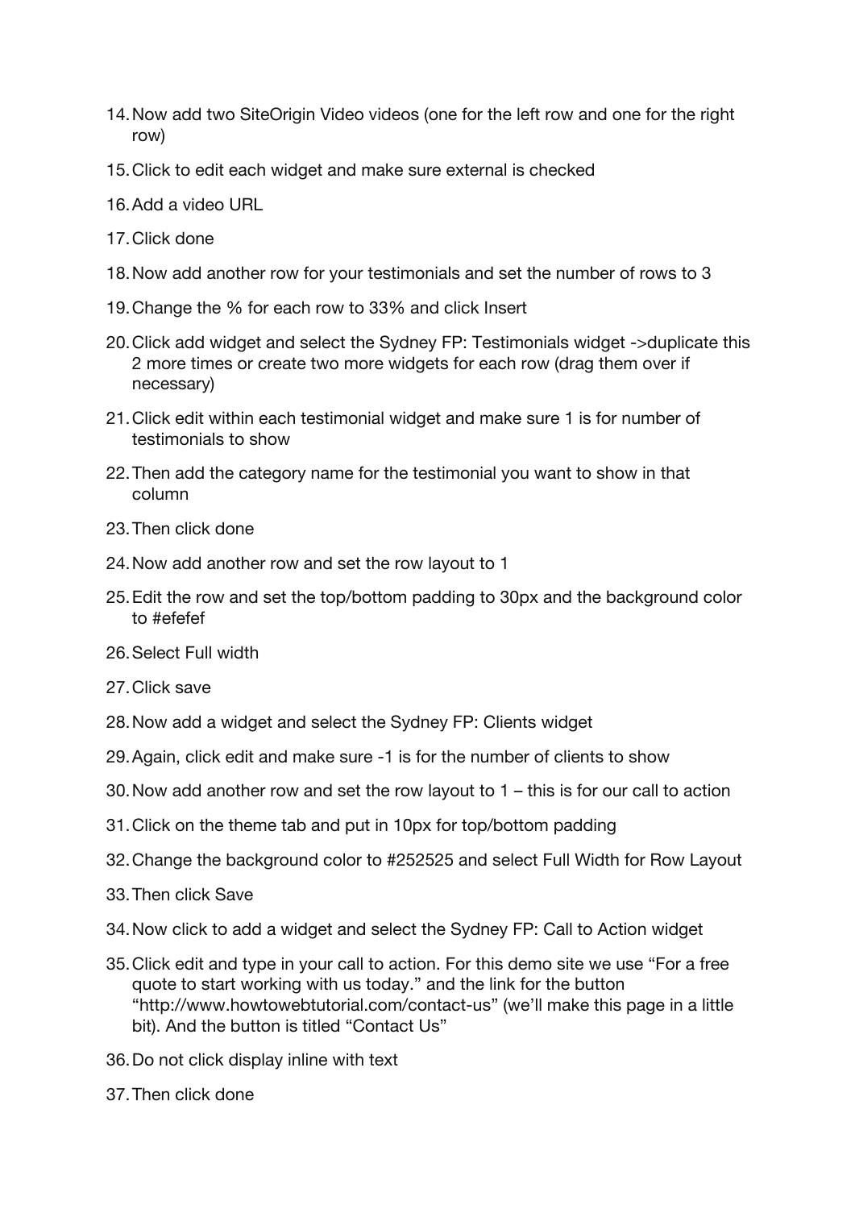14. Now add two SiteOrigin Video videos (one for the left row and one for the right row)
15. Click to edit each widget and make sure external is checked
16. Add a video URL
17. Click done
18. Now add another row for your testimonials and set the number of rows to 3
19. Change the % for each row to 33% and click Insert
20. Click add widget and select the Sydney FP: Testimonials widget ->duplicate this 2 more times or create two more widgets for each row (drag them over if necessary)
21. Click edit within each testimonial widget and make sure 1 is for number of testimonials to show
22. Then add the category name for the testimonial you want to show in that column
23. Then click done
24. Now add another row and set the row layout to 1
25. Edit the row and set the top/bottom padding to 30px and the background color to #efefef
26. Select Full width
27. Click save
28. Now add a widget and select the Sydney FP: Clients widget
29. Again, click edit and make sure -1 is for the number of clients to show
30. Now add another row and set the row layout to 1 – this is for our call to action
31. Click on the theme tab and put in 10px for top/bottom padding
32. Change the background color to #252525 and select Full Width for Row Layout
33. Then click Save
34. Now click to add a widget and select the Sydney FP: Call to Action widget
35. Click edit and type in your call to action. For this demo site we use "For a free quote to start working with us today." and the link for the button "http://www.howtowebtutorial.com/contact-us" (we'll make this page in a little bit). And the button is titled "Contact Us"
36. Do not click display inline with text
37. Then click done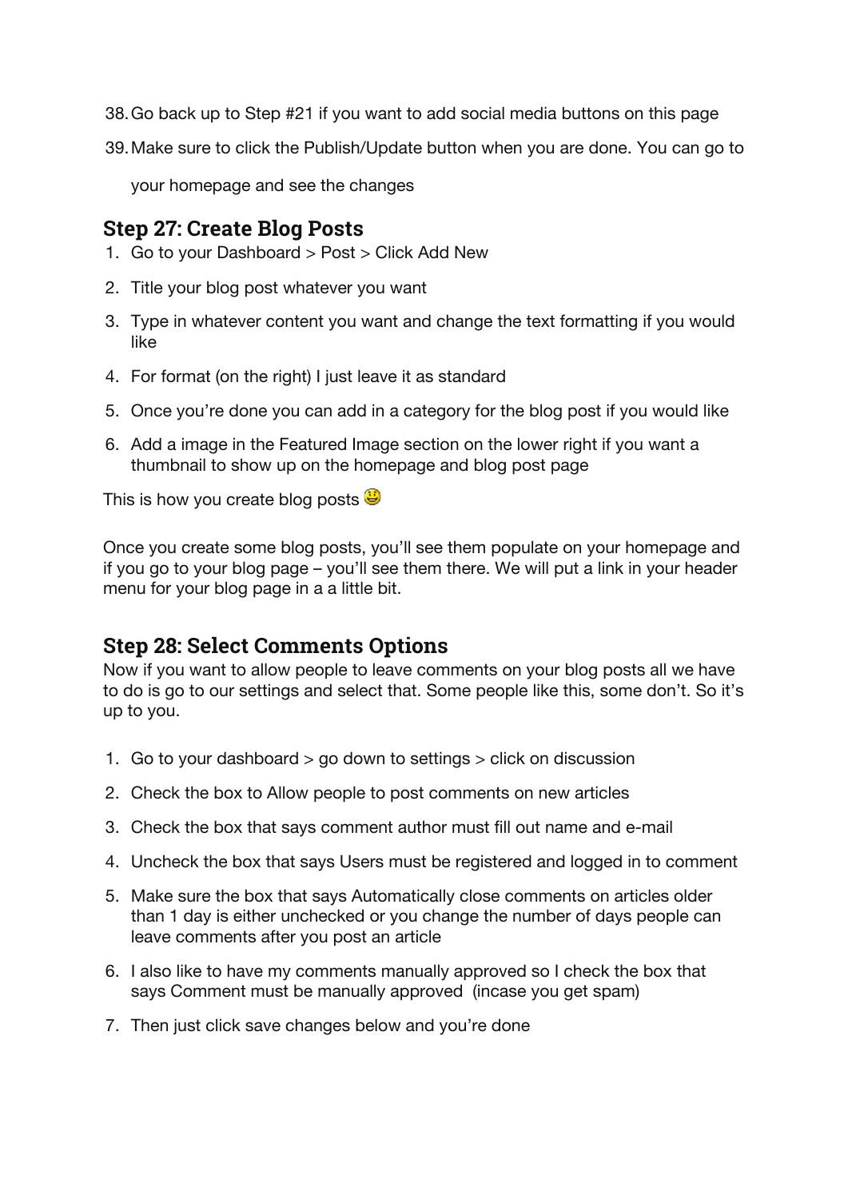38. Go back up to Step #21 if you want to add social media buttons on this page
39. Make sure to click the Publish/Update button when you are done. You can go to your homepage and see the changes

## Step 27: Create Blog Posts

1. Go to your Dashboard > Post > Click Add New
2. Title your blog post whatever you want
3. Type in whatever content you want and change the text formatting if you would like
4. For format (on the right) I just leave it as standard
5. Once you're done you can add in a category for the blog post if you would like
6. Add a image in the Featured Image section on the lower right if you want a thumbnail to show up on the homepage and blog post page

This is how you create blog posts 😃

Once you create some blog posts, you'll see them populate on your homepage and if you go to your blog page – you'll see them there. We will put a link in your header menu for your blog page in a a little bit.

## Step 28: Select Comments Options

Now if you want to allow people to leave comments on your blog posts all we have to do is go to our settings and select that. Some people like this, some don't. So it's up to you.

1. Go to your dashboard > go down to settings > click on discussion
2. Check the box to Allow people to post comments on new articles
3. Check the box that says comment author must fill out name and e-mail
4. Uncheck the box that says Users must be registered and logged in to comment
5. Make sure the box that says Automatically close comments on articles older than 1 day is either unchecked or you change the number of days people can leave comments after you post an article
6. I also like to have my comments manually approved so I check the box that says Comment must be manually approved (incase you get spam)
7. Then just click save changes below and you're done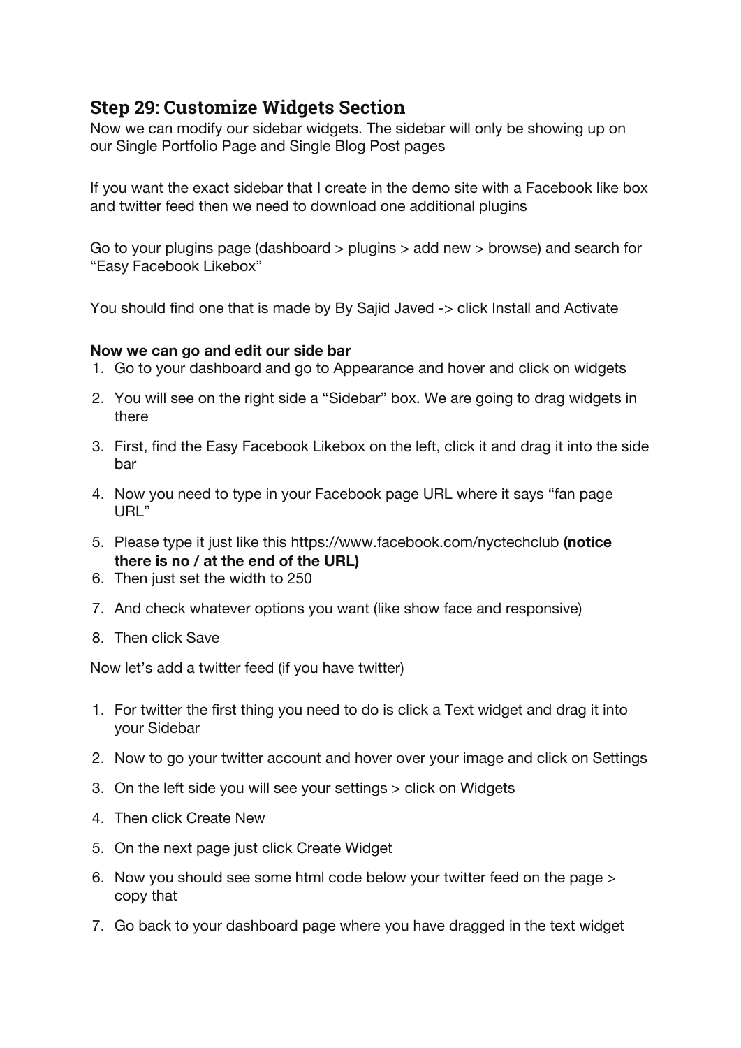## Step 29: Customize Widgets Section

Now we can modify our sidebar widgets. The sidebar will only be showing up on our Single Portfolio Page and Single Blog Post pages

If you want the exact sidebar that I create in the demo site with a Facebook like box and twitter feed then we need to download one additional plugins

Go to your plugins page (dashboard > plugins > add new > browse) and search for "Easy Facebook Likebox"

You should find one that is made by By Sajid Javed -> click Install and Activate

**Now we can go and edit our side bar**

1. Go to your dashboard and go to Appearance and hover and click on widgets
2. You will see on the right side a "Sidebar" box. We are going to drag widgets in there
3. First, find the Easy Facebook Likebox on the left, click it and drag it into the side bar
4. Now you need to type in your Facebook page URL where it says "fan page URL"
5. Please type it just like this https://www.facebook.com/nyctechclub **(notice there is no / at the end of the URL)**
6. Then just set the width to 250
7. And check whatever options you want (like show face and responsive)
8. Then click Save

Now let's add a twitter feed (if you have twitter)

1. For twitter the first thing you need to do is click a Text widget and drag it into your Sidebar
2. Now to go your twitter account and hover over your image and click on Settings
3. On the left side you will see your settings > click on Widgets
4. Then click Create New
5. On the next page just click Create Widget
6. Now you should see some html code below your twitter feed on the page > copy that
7. Go back to your dashboard page where you have dragged in the text widget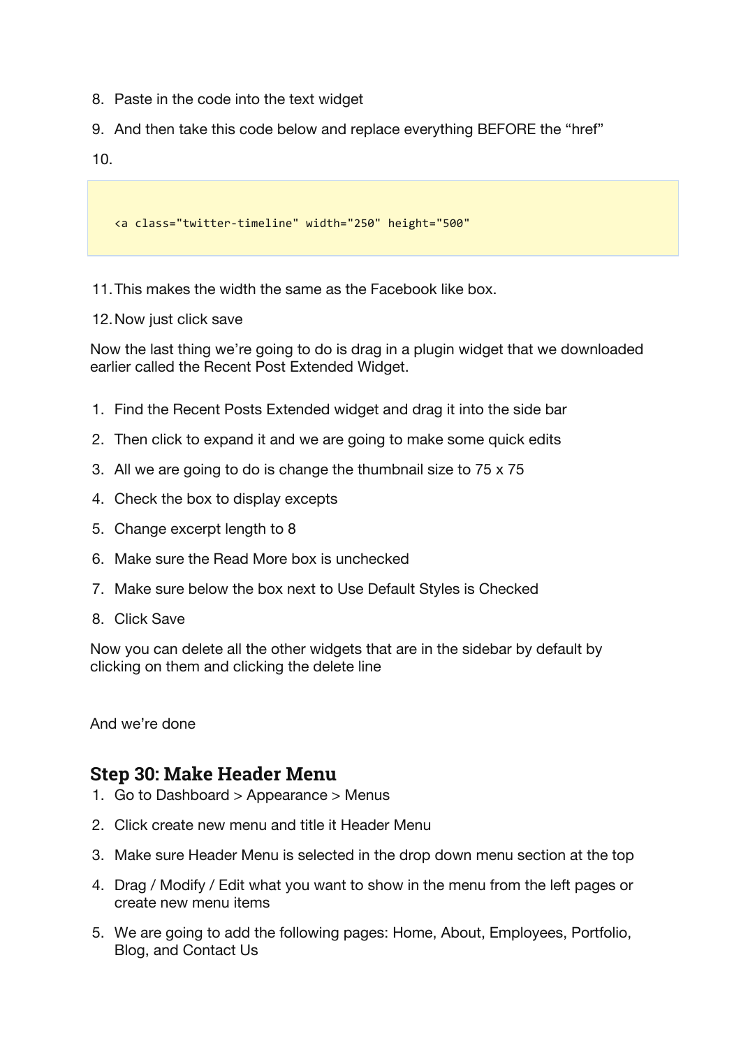8. Paste in the code into the text widget
9. And then take this code below and replace everything BEFORE the “href”
10. 

```
<a class="twitter-timeline" width="250" height="500"
```

11. This makes the width the same as the Facebook like box.
12. Now just click save

Now the last thing we’re going to do is drag in a plugin widget that we downloaded earlier called the Recent Post Extended Widget.

1. Find the Recent Posts Extended widget and drag it into the side bar
2. Then click to expand it and we are going to make some quick edits
3. All we are going to do is change the thumbnail size to 75 x 75
4. Check the box to display excepts
5. Change excerpt length to 8
6. Make sure the Read More box is unchecked
7. Make sure below the box next to Use Default Styles is Checked
8. Click Save

Now you can delete all the other widgets that are in the sidebar by default by clicking on them and clicking the delete line

And we’re done

## Step 30: Make Header Menu

1. Go to Dashboard > Appearance > Menus
2. Click create new menu and title it Header Menu
3. Make sure Header Menu is selected in the drop down menu section at the top
4. Drag / Modify / Edit what you want to show in the menu from the left pages or create new menu items
5. We are going to add the following pages: Home, About, Employees, Portfolio, Blog, and Contact Us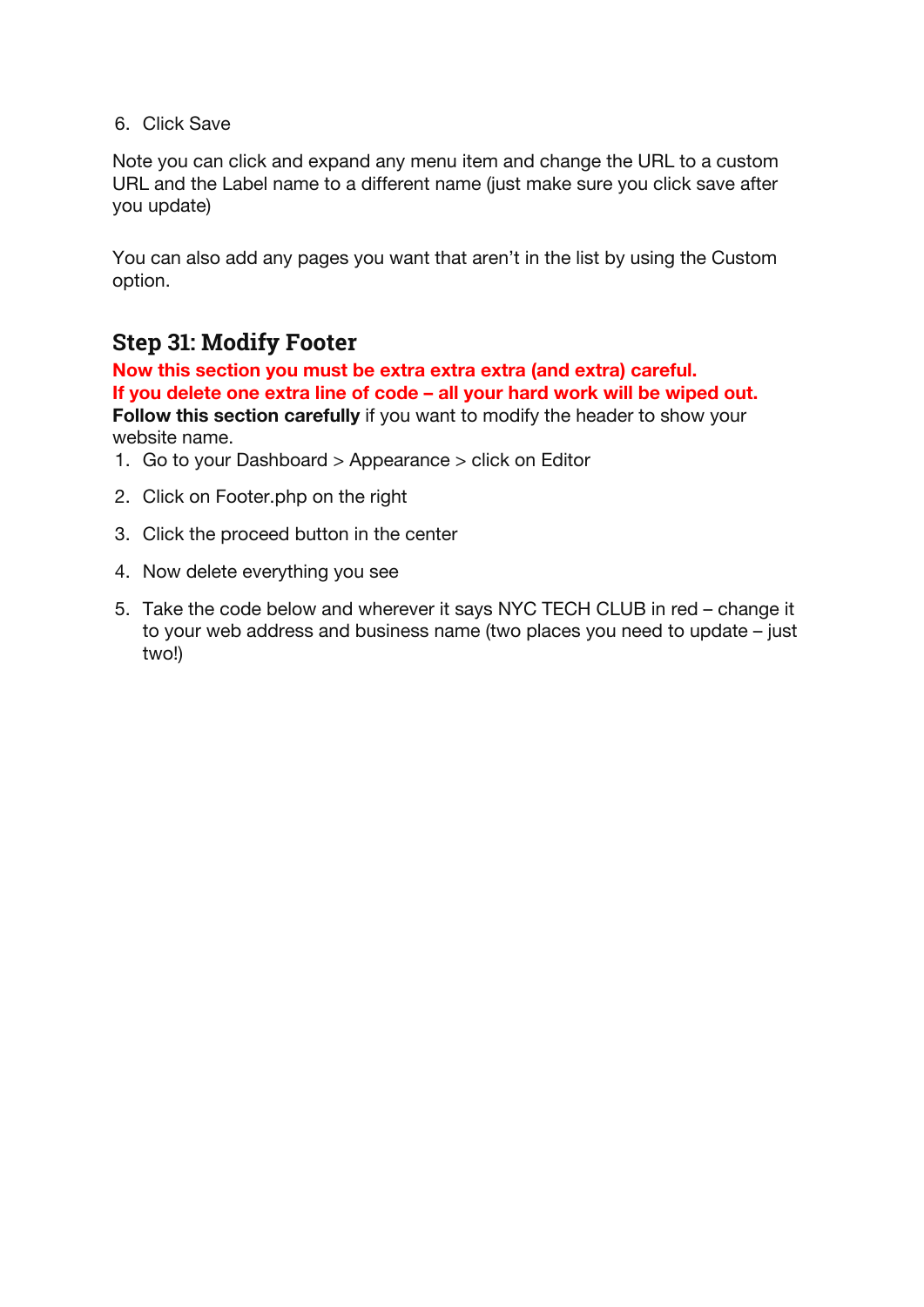6. Click Save

Note you can click and expand any menu item and change the URL to a custom URL and the Label name to a different name (just make sure you click save after you update)

You can also add any pages you want that aren't in the list by using the Custom option.

## Step 31: Modify Footer

**Now this section you must be extra extra extra (and extra) careful.**
**If you delete one extra line of code – all your hard work will be wiped out.**
**Follow this section carefully** if you want to modify the header to show your website name.

1. Go to your Dashboard > Appearance > click on Editor
2. Click on Footer.php on the right
3. Click the proceed button in the center
4. Now delete everything you see
5. Take the code below and wherever it says NYC TECH CLUB in red – change it to your web address and business name (two places you need to update – just two!)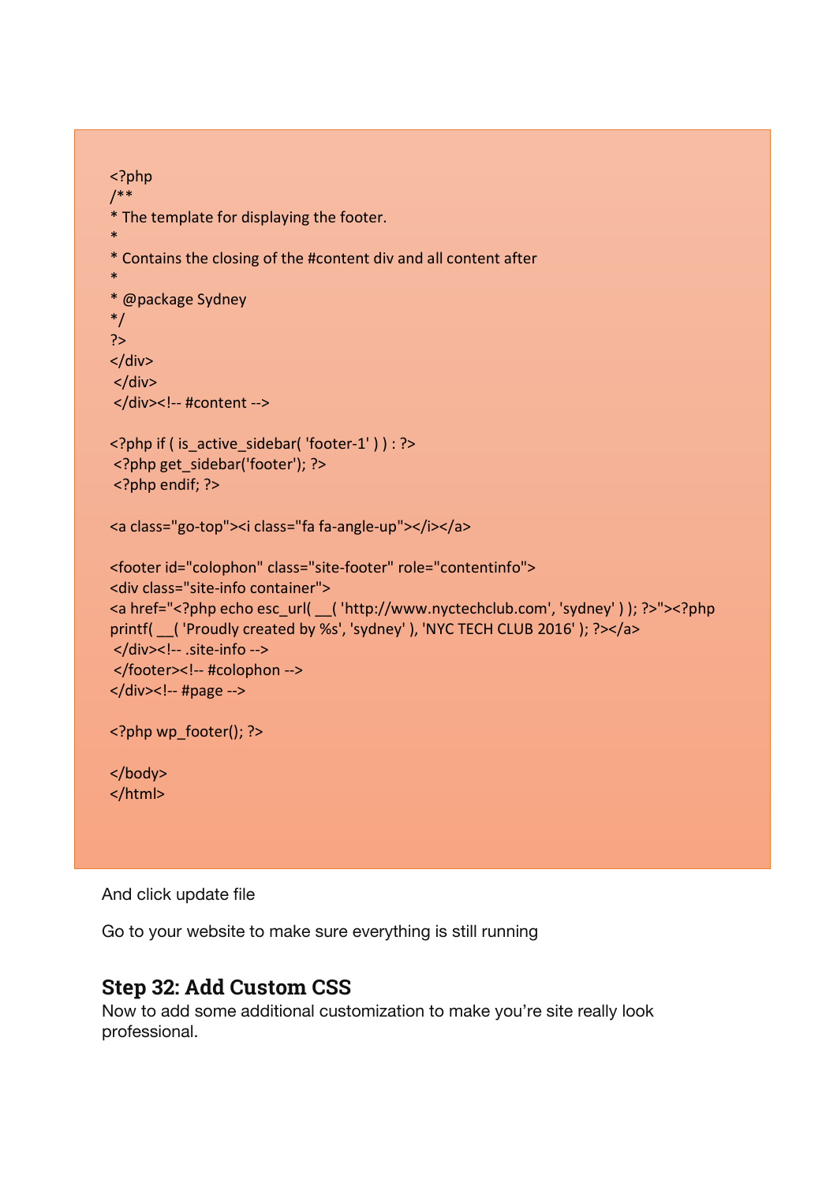```
<?php
/**
* The template for displaying the footer.
*
* Contains the closing of the #content div and all content after
*
* @package Sydney
*/
?>
</div>
 </div>
 </div><!-- #content -->

<?php if ( is_active_sidebar( 'footer-1' ) ) : ?>
 <?php get_sidebar('footer'); ?>
 <?php endif; ?>

<a class="go-top"><i class="fa fa-angle-up"></i></a>

<footer id="colophon" class="site-footer" role="contentinfo">
<div class="site-info container">
<a href="<?php echo esc_url( __( 'http://www.nyctechclub.com', 'sydney' ) ); ?>"><?php
printf( __( 'Proudly created by %s', 'sydney' ), 'NYC TECH CLUB 2016' ); ?></a>
 </div><!-- .site-info -->
 </footer><!-- #colophon -->
</div><!-- #page -->

<?php wp_footer(); ?>

</body>
</html>
```

And click update file

Go to your website to make sure everything is still running

## Step 32: Add Custom CSS

Now to add some additional customization to make you're site really look professional.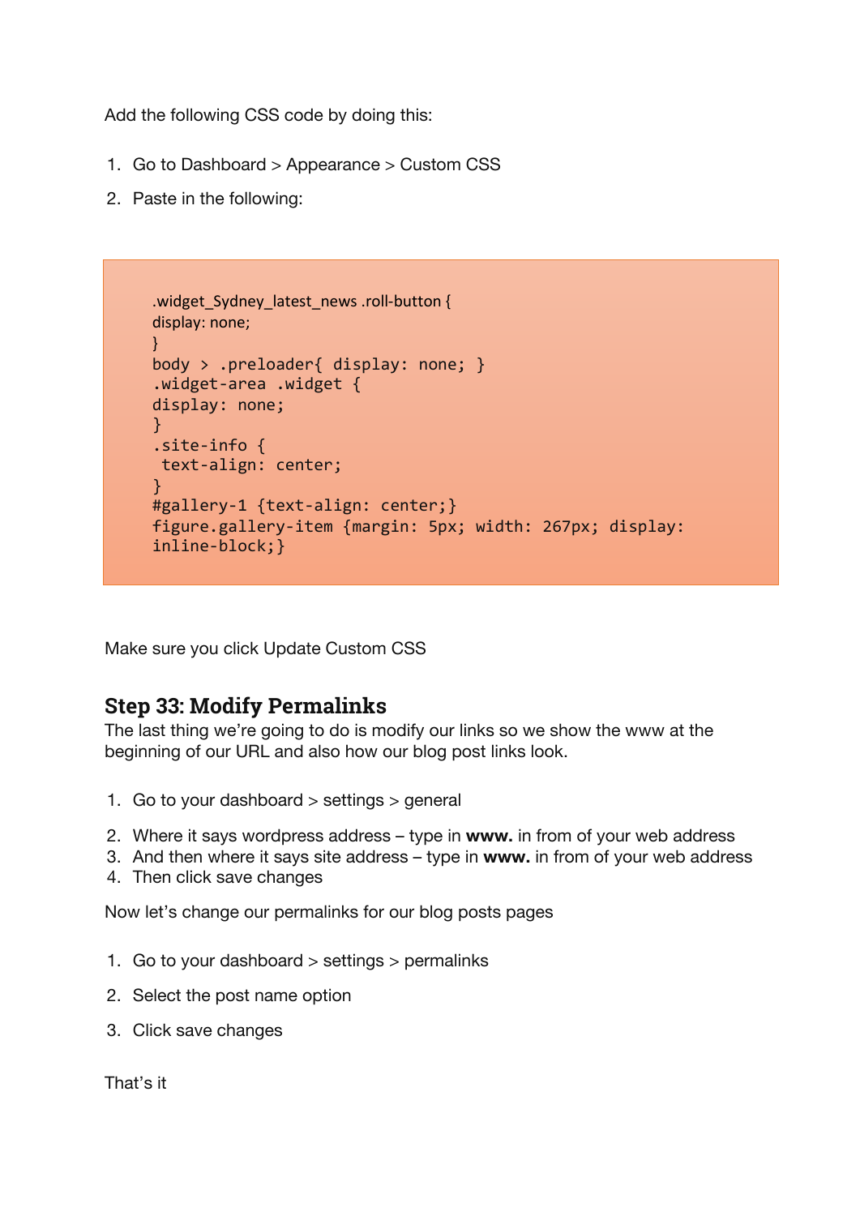Add the following CSS code by doing this:

1. Go to Dashboard > Appearance > Custom CSS
2. Paste in the following:

```
.widget_Sydney_latest_news .roll-button {
display: none;
}
body > .preloader{ display: none; }
.widget-area .widget {
display: none;
}
.site-info {
 text-align: center;
}
#gallery-1 {text-align: center;}
figure.gallery-item {margin: 5px; width: 267px; display:
inline-block;}
```

Make sure you click Update Custom CSS

## Step 33: Modify Permalinks

The last thing we're going to do is modify our links so we show the www at the beginning of our URL and also how our blog post links look.

1. Go to your dashboard > settings > general
2. Where it says wordpress address – type in **www.** in from of your web address
3. And then where it says site address – type in **www.** in from of your web address
4. Then click save changes

Now let's change our permalinks for our blog posts pages

1. Go to your dashboard > settings > permalinks
2. Select the post name option
3. Click save changes

That's it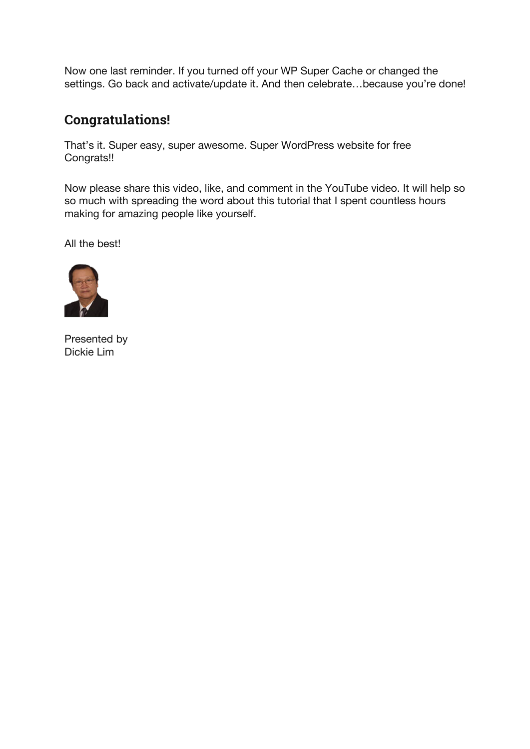Now one last reminder. If you turned off your WP Super Cache or changed the settings. Go back and activate/update it. And then celebrate…because you're done!

## Congratulations!

That's it. Super easy, super awesome. Super WordPress website for free Congrats!!

Now please share this video, like, and comment in the YouTube video. It will help so so much with spreading the word about this tutorial that I spent countless hours making for amazing people like yourself.

All the best!

Presented by
Dickie Lim